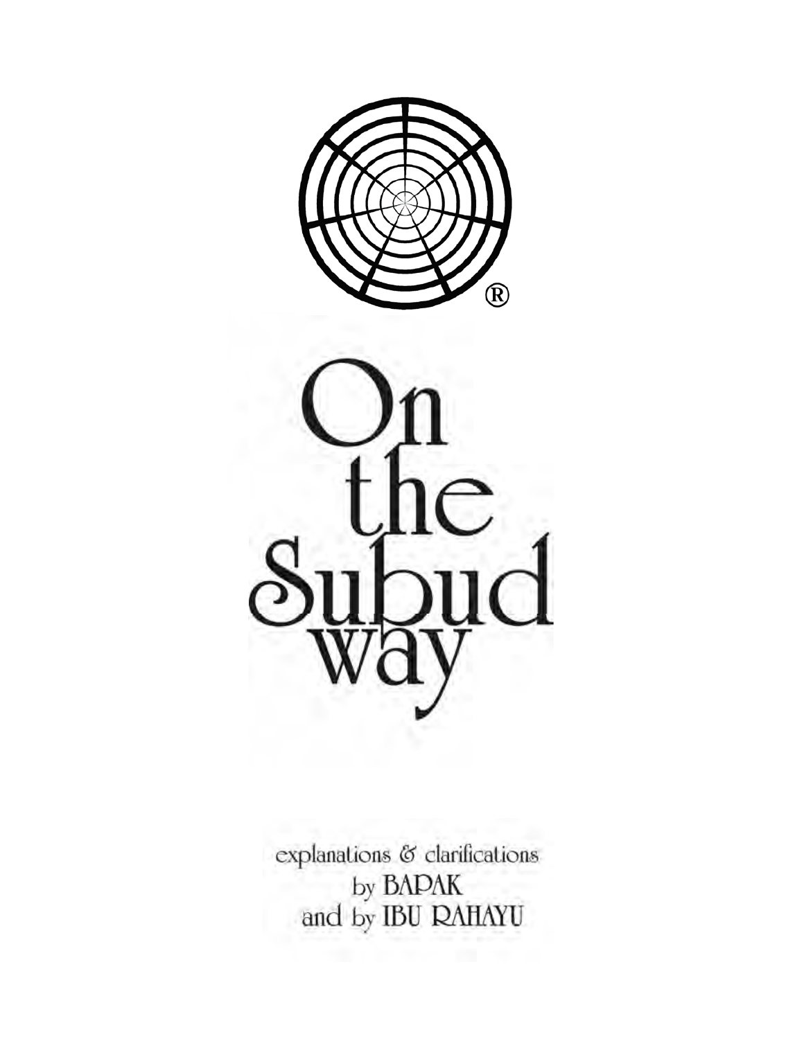®

# On the Subud way

explanations & clarifications
by BAPAK
and by IBU RAHAYU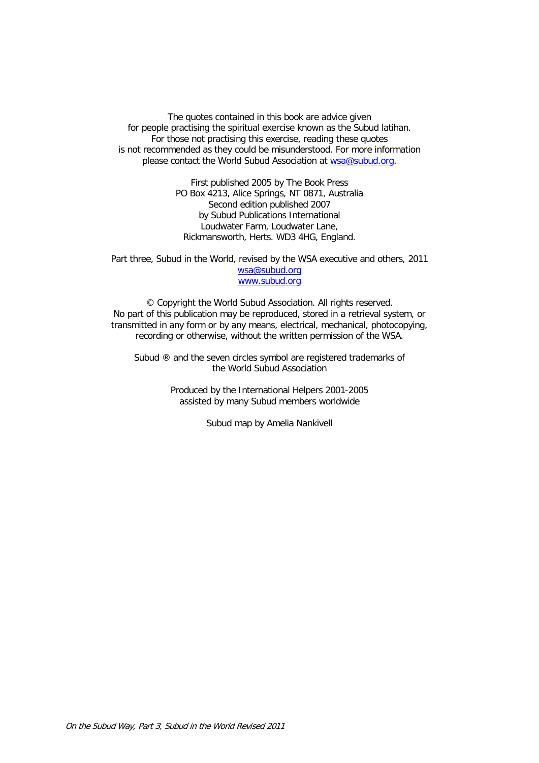The quotes contained in this book are advice given
for people practising the spiritual exercise known as the Subud latihan.
For those not practising this exercise, reading these quotes
is not recommended as they could be misunderstood. For more information
please contact the World Subud Association at wsa@subud.org.

First published 2005 by The Book Press
PO Box 4213, Alice Springs, NT 0871, Australia
Second edition published 2007
by Subud Publications International
Loudwater Farm, Loudwater Lane,
Rickmansworth, Herts. WD3 4HG, England.

Part three, Subud in the World, revised by the WSA executive and others, 2011
wsa@subud.org
www.subud.org

© Copyright the World Subud Association. All rights reserved.
No part of this publication may be reproduced, stored in a retrieval system, or
transmitted in any form or by any means, electrical, mechanical, photocopying,
recording or otherwise, without the written permission of the WSA.

Subud ® and the seven circles symbol are registered trademarks of
the World Subud Association

Produced by the International Helpers 2001-2005
assisted by many Subud members worldwide

Subud map by Amelia Nankivell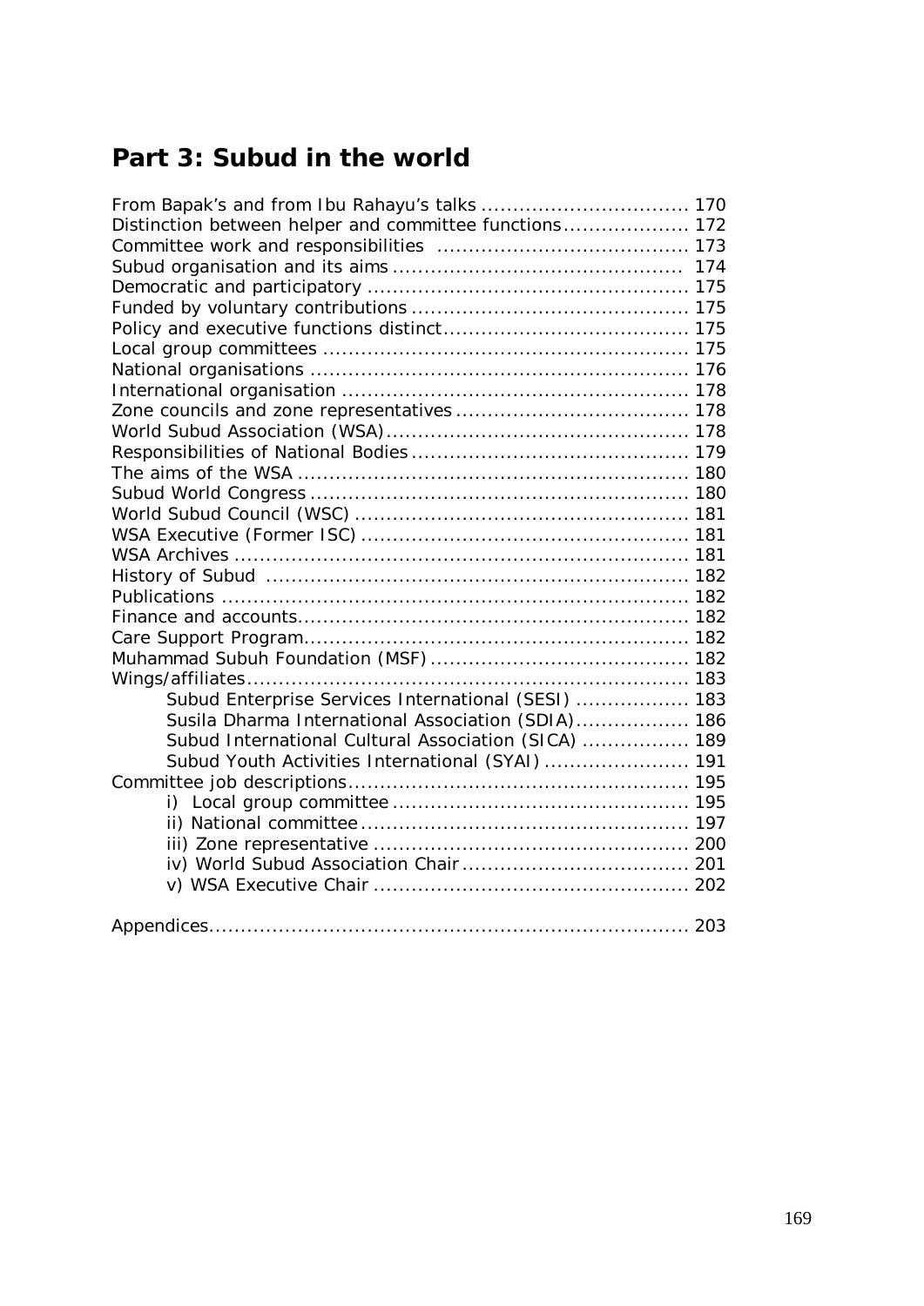## Part 3: Subud in the world

| | |
|---|---|
| From Bapak's and from Ibu Rahayu's talks | 170 |
| Distinction between helper and committee functions | 172 |
| Committee work and responsibilities | 173 |
| Subud organisation and its aims | 174 |
| Democratic and participatory | 175 |
| Funded by voluntary contributions | 175 |
| Policy and executive functions distinct | 175 |
| Local group committees | 175 |
| National organisations | 176 |
| International organisation | 178 |
| Zone councils and zone representatives | 178 |
| World Subud Association (WSA) | 178 |
| Responsibilities of National Bodies | 179 |
| The aims of the WSA | 180 |
| Subud World Congress | 180 |
| World Subud Council (WSC) | 181 |
| WSA Executive (Former ISC) | 181 |
| WSA Archives | 181 |
| History of Subud | 182 |
| Publications | 182 |
| Finance and accounts | 182 |
| Care Support Program | 182 |
| Muhammad Subuh Foundation (MSF) | 182 |
| Wings/affiliates | 183 |
| &nbsp;&nbsp;&nbsp;&nbsp;Subud Enterprise Services International (SESI) | 183 |
| &nbsp;&nbsp;&nbsp;&nbsp;Susila Dharma International Association (SDIA) | 186 |
| &nbsp;&nbsp;&nbsp;&nbsp;Subud International Cultural Association (SICA) | 189 |
| &nbsp;&nbsp;&nbsp;&nbsp;Subud Youth Activities International (SYAI) | 191 |
| Committee job descriptions | 195 |
| &nbsp;&nbsp;&nbsp;&nbsp;i) Local group committee | 195 |
| &nbsp;&nbsp;&nbsp;&nbsp;ii) National committee | 197 |
| &nbsp;&nbsp;&nbsp;&nbsp;iii) Zone representative | 200 |
| &nbsp;&nbsp;&nbsp;&nbsp;iv) World Subud Association Chair | 201 |
| &nbsp;&nbsp;&nbsp;&nbsp;v) WSA Executive Chair | 202 |
| | |
| Appendices | 203 |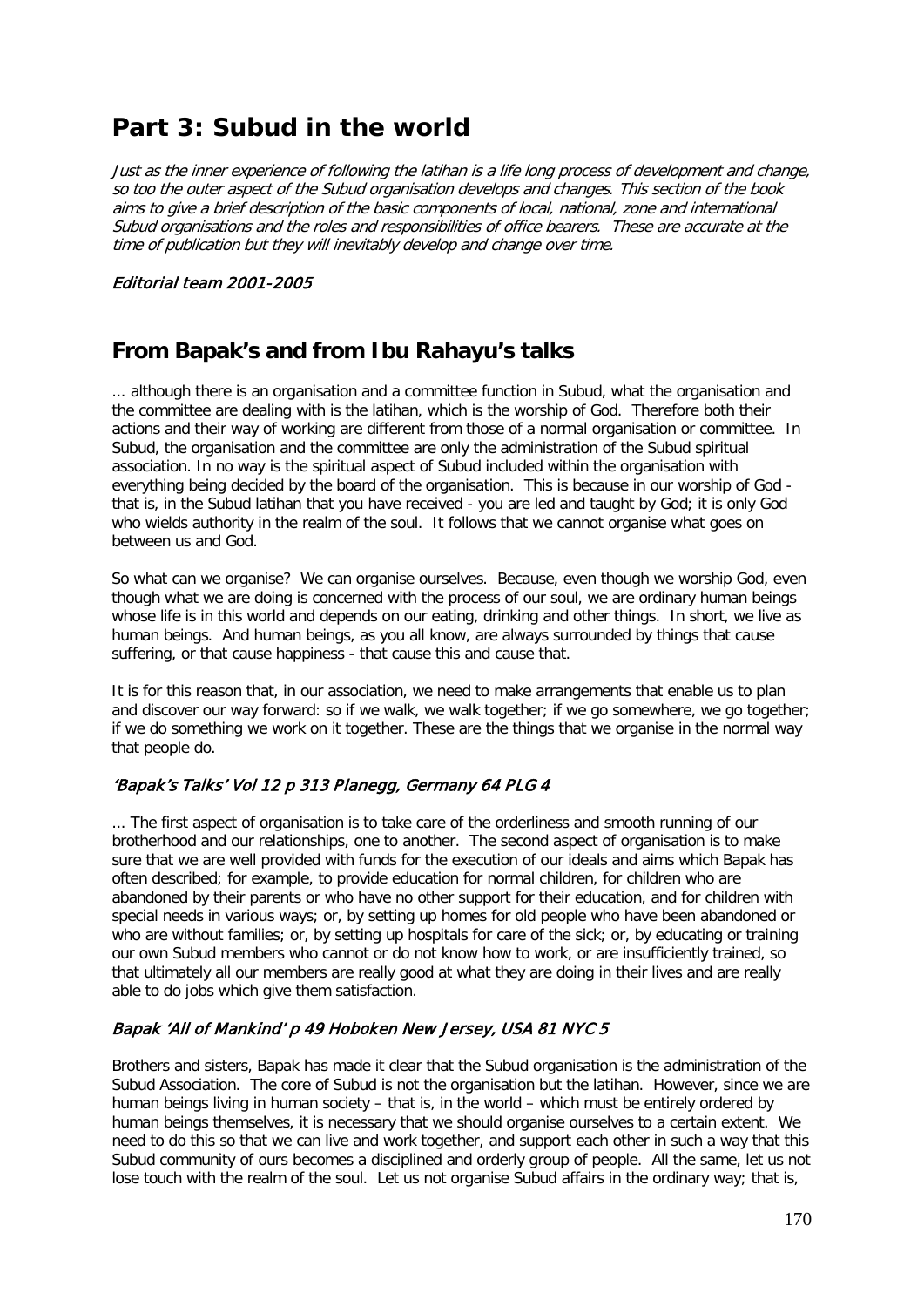# Part 3: Subud in the world

*Just as the inner experience of following the latihan is a life long process of development and change, so too the outer aspect of the Subud organisation develops and changes. This section of the book aims to give a brief description of the basic components of local, national, zone and international Subud organisations and the roles and responsibilities of office bearers. These are accurate at the time of publication but they will inevitably develop and change over time.*

*Editorial team 2001-2005*

## From Bapak's and from Ibu Rahayu's talks

... although there is an organisation and a committee function in Subud, what the organisation and the committee are dealing with is the latihan, which is the worship of God. Therefore both their actions and their way of working are different from those of a normal organisation or committee. In Subud, the organisation and the committee are only the administration of the Subud spiritual association. In no way is the spiritual aspect of Subud included within the organisation with everything being decided by the board of the organisation. This is because in our worship of God - that is, in the Subud latihan that you have received - you are led and taught by God; it is only God who wields authority in the realm of the soul. It follows that we cannot organise what goes on between us and God.

So what can we organise? We can organise ourselves. Because, even though we worship God, even though what we are doing is concerned with the process of our soul, we are ordinary human beings whose life is in this world and depends on our eating, drinking and other things. In short, we live as human beings. And human beings, as you all know, are always surrounded by things that cause suffering, or that cause happiness - that cause this and cause that.

It is for this reason that, in our association, we need to make arrangements that enable us to plan and discover our way forward: so if we walk, we walk together; if we go somewhere, we go together; if we do something we work on it together. These are the things that we organise in the normal way that people do.

### *'Bapak's Talks' Vol 12 p 313 Planegg, Germany 64 PLG 4*

... The first aspect of organisation is to take care of the orderliness and smooth running of our brotherhood and our relationships, one to another. The second aspect of organisation is to make sure that we are well provided with funds for the execution of our ideals and aims which Bapak has often described; for example, to provide education for normal children, for children who are abandoned by their parents or who have no other support for their education, and for children with special needs in various ways; or, by setting up homes for old people who have been abandoned or who are without families; or, by setting up hospitals for care of the sick; or, by educating or training our own Subud members who cannot or do not know how to work, or are insufficiently trained, so that ultimately all our members are really good at what they are doing in their lives and are really able to do jobs which give them satisfaction.

### *Bapak 'All of Mankind' p 49 Hoboken New Jersey, USA 81 NYC 5*

Brothers and sisters, Bapak has made it clear that the Subud organisation is the administration of the Subud Association. The core of Subud is not the organisation but the latihan. However, since we are human beings living in human society – that is, in the world – which must be entirely ordered by human beings themselves, it is necessary that we should organise ourselves to a certain extent. We need to do this so that we can live and work together, and support each other in such a way that this Subud community of ours becomes a disciplined and orderly group of people. All the same, let us not lose touch with the realm of the soul. Let us not organise Subud affairs in the ordinary way; that is,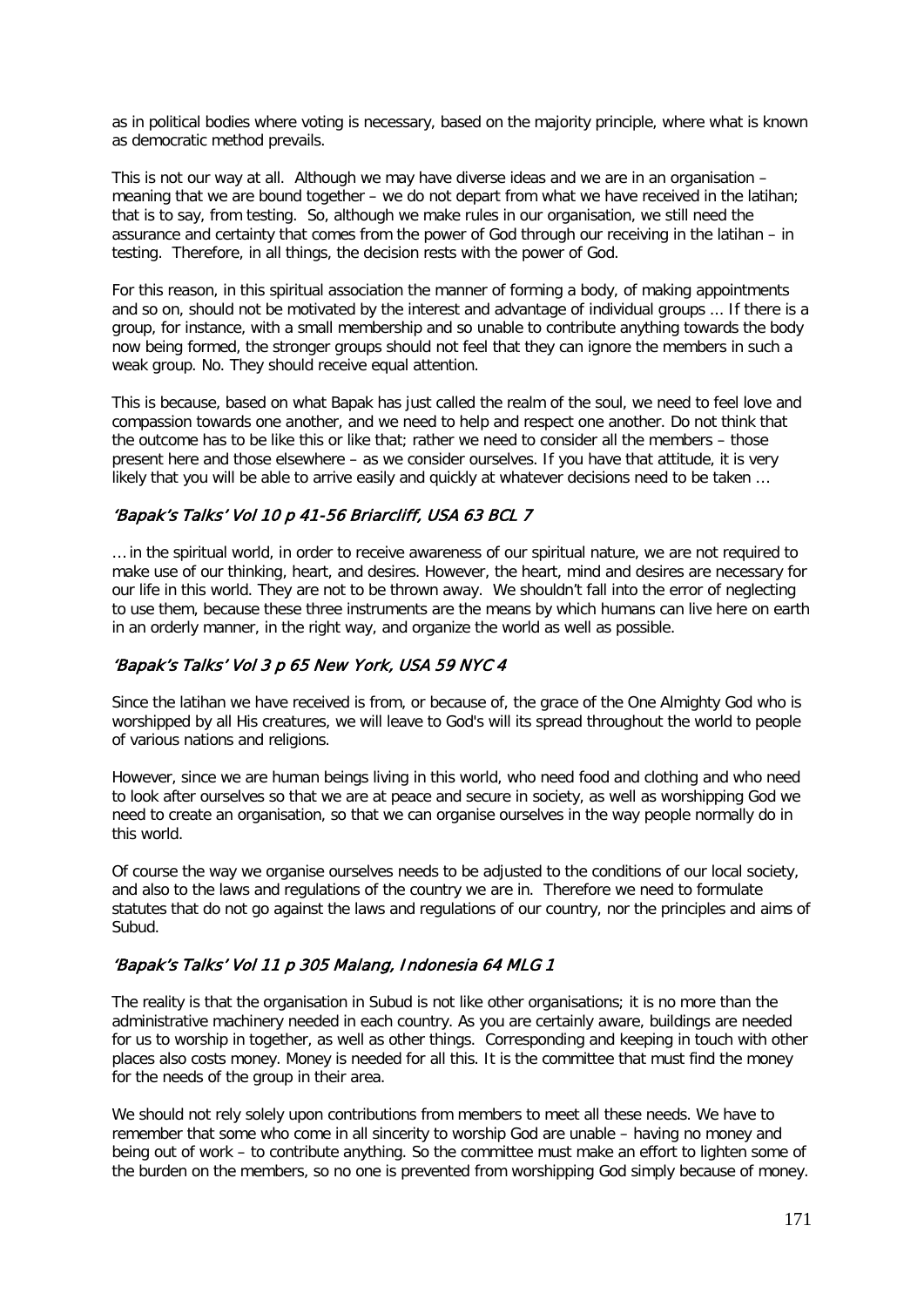as in political bodies where voting is necessary, based on the majority principle, where what is known as democratic method prevails.

This is not our way at all. Although we may have diverse ideas and we are in an organisation – meaning that we are bound together – we do not depart from what we have received in the latihan; that is to say, from testing. So, although we make rules in our organisation, we still need the assurance and certainty that comes from the power of God through our receiving in the latihan – in testing. Therefore, in all things, the decision rests with the power of God.

For this reason, in this spiritual association the manner of forming a body, of making appointments and so on, should not be motivated by the interest and advantage of individual groups ... If there is a group, for instance, with a small membership and so unable to contribute anything towards the body now being formed, the stronger groups should not feel that they can ignore the members in such a weak group. No. They should receive equal attention.

This is because, based on what Bapak has just called the realm of the soul, we need to feel love and compassion towards one another, and we need to help and respect one another. Do not think that the outcome has to be like this or like that; rather we need to consider all the members – those present here and those elsewhere – as we consider ourselves. If you have that attitude, it is very likely that you will be able to arrive easily and quickly at whatever decisions need to be taken …

### *'Bapak's Talks' Vol 10 p 41-56 Briarcliff, USA 63 BCL 7*

… in the spiritual world, in order to receive awareness of our spiritual nature, we are not required to make use of our thinking, heart, and desires. However, the heart, mind and desires are necessary for our life in this world. They are not to be thrown away. We shouldn't fall into the error of neglecting to use them, because these three instruments are the means by which humans can live here on earth in an orderly manner, in the right way, and organize the world as well as possible.

### *'Bapak's Talks' Vol 3 p 65 New York, USA 59 NYC 4*

Since the latihan we have received is from, or because of, the grace of the One Almighty God who is worshipped by all His creatures, we will leave to God's will its spread throughout the world to people of various nations and religions.

However, since we are human beings living in this world, who need food and clothing and who need to look after ourselves so that we are at peace and secure in society, as well as worshipping God we need to create an organisation, so that we can organise ourselves in the way people normally do in this world.

Of course the way we organise ourselves needs to be adjusted to the conditions of our local society, and also to the laws and regulations of the country we are in. Therefore we need to formulate statutes that do not go against the laws and regulations of our country, nor the principles and aims of Subud.

### *'Bapak's Talks' Vol 11 p 305 Malang, Indonesia 64 MLG 1*

The reality is that the organisation in Subud is not like other organisations; it is no more than the administrative machinery needed in each country. As you are certainly aware, buildings are needed for us to worship in together, as well as other things. Corresponding and keeping in touch with other places also costs money. Money is needed for all this. It is the committee that must find the money for the needs of the group in their area.

We should not rely solely upon contributions from members to meet all these needs. We have to remember that some who come in all sincerity to worship God are unable – having no money and being out of work – to contribute anything. So the committee must make an effort to lighten some of the burden on the members, so no one is prevented from worshipping God simply because of money.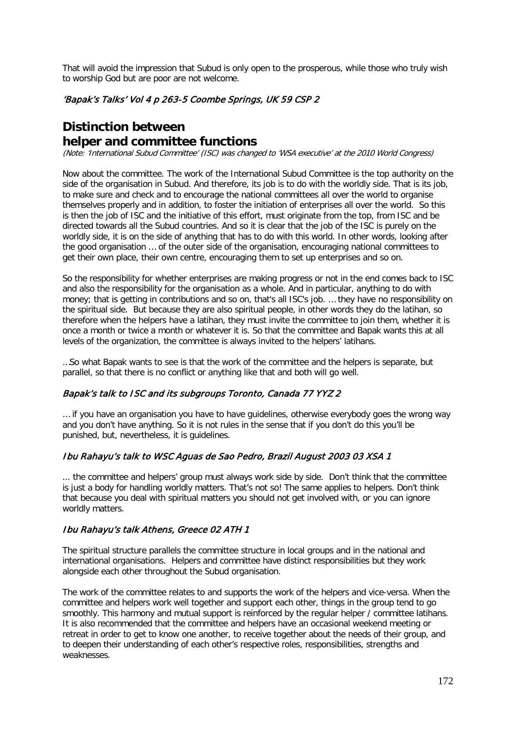That will avoid the impression that Subud is only open to the prosperous, while those who truly wish to worship God but are poor are not welcome.

*'Bapak's Talks' Vol 4 p 263-5 Coombe Springs, UK 59 CSP 2*

## Distinction between helper and committee functions

*(Note: 'International Subud Committee' (ISC) was changed to 'WSA executive' at the 2010 World Congress)*

Now about the committee. The work of the International Subud Committee is the top authority on the side of the organisation in Subud. And therefore, its job is to do with the worldly side. That is its job, to make sure and check and to encourage the national committees all over the world to organise themselves properly and in addition, to foster the initiation of enterprises all over the world. So this is then the job of ISC and the initiative of this effort, must originate from the top, from ISC and be directed towards all the Subud countries. And so it is clear that the job of the ISC is purely on the worldly side, it is on the side of anything that has to do with this world. In other words, looking after the good organisation … of the outer side of the organisation, encouraging national committees to get their own place, their own centre, encouraging them to set up enterprises and so on.

So the responsibility for whether enterprises are making progress or not in the end comes back to ISC and also the responsibility for the organisation as a whole. And in particular, anything to do with money; that is getting in contributions and so on, that's all ISC's job. … they have no responsibility on the spiritual side. But because they are also spiritual people, in other words they do the latihan, so therefore when the helpers have a latihan, they must invite the committee to join them, whether it is once a month or twice a month or whatever it is. So that the committee and Bapak wants this at all levels of the organization, the committee is always invited to the helpers' latihans.

…So what Bapak wants to see is that the work of the committee and the helpers is separate, but parallel, so that there is no conflict or anything like that and both will go well.

*Bapak's talk to ISC and its subgroups Toronto, Canada 77 YYZ 2*

… if you have an organisation you have to have guidelines, otherwise everybody goes the wrong way and you don't have anything. So it is not rules in the sense that if you don't do this you'll be punished, but, nevertheless, it is guidelines.

*Ibu Rahayu's talk to WSC Aguas de Sao Pedro, Brazil August 2003 03 XSA 1*

... the committee and helpers' group must always work side by side. Don't think that the committee is just a body for handling worldly matters. That's not so! The same applies to helpers. Don't think that because you deal with spiritual matters you should not get involved with, or you can ignore worldly matters.

*Ibu Rahayu's talk Athens, Greece 02 ATH 1*

The spiritual structure parallels the committee structure in local groups and in the national and international organisations. Helpers and committee have distinct responsibilities but they work alongside each other throughout the Subud organisation.

The work of the committee relates to and supports the work of the helpers and vice-versa. When the committee and helpers work well together and support each other, things in the group tend to go smoothly. This harmony and mutual support is reinforced by the regular helper / committee latihans. It is also recommended that the committee and helpers have an occasional weekend meeting or retreat in order to get to know one another, to receive together about the needs of their group, and to deepen their understanding of each other's respective roles, responsibilities, strengths and weaknesses.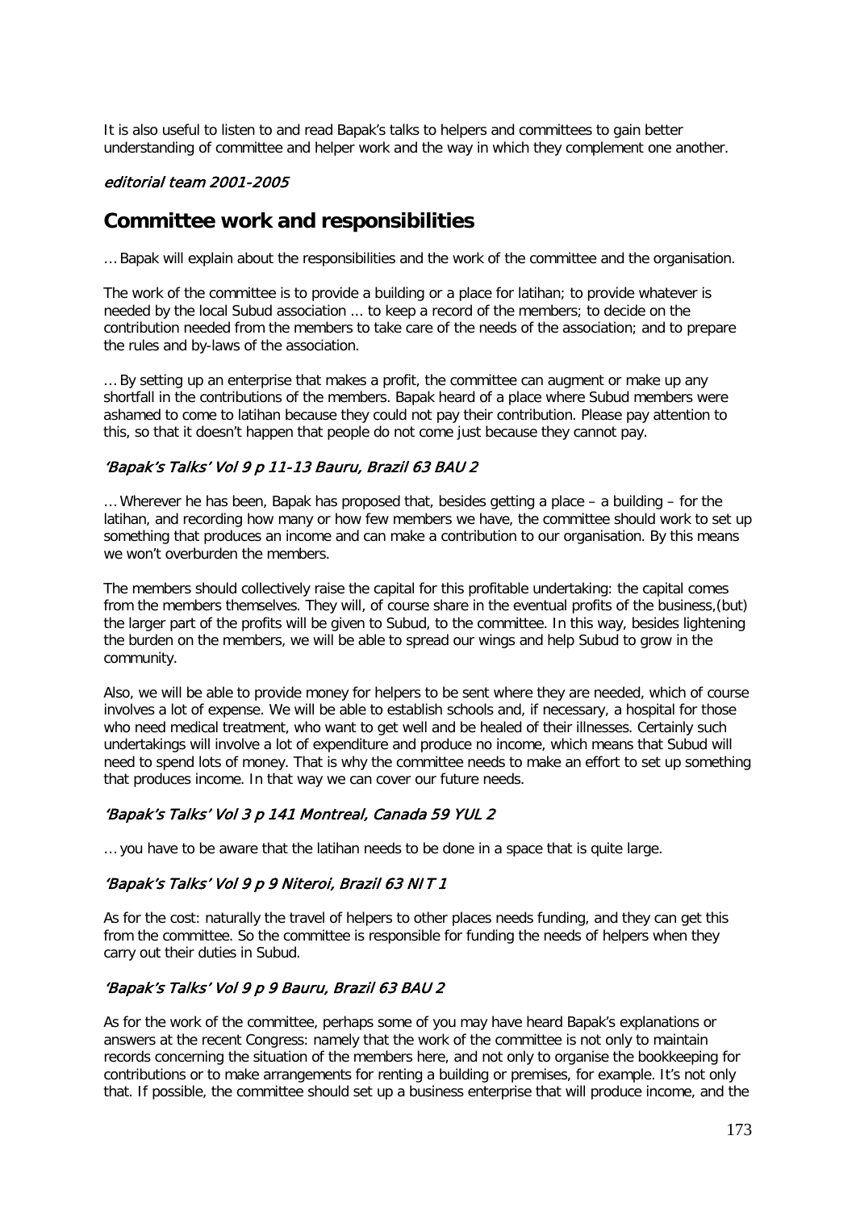It is also useful to listen to and read Bapak's talks to helpers and committees to gain better understanding of committee and helper work and the way in which they complement one another.

*editorial team 2001-2005*

## Committee work and responsibilities

… Bapak will explain about the responsibilities and the work of the committee and the organisation.

The work of the committee is to provide a building or a place for latihan; to provide whatever is needed by the local Subud association ... to keep a record of the members; to decide on the contribution needed from the members to take care of the needs of the association; and to prepare the rules and by-laws of the association.

… By setting up an enterprise that makes a profit, the committee can augment or make up any shortfall in the contributions of the members. Bapak heard of a place where Subud members were ashamed to come to latihan because they could not pay their contribution. Please pay attention to this, so that it doesn't happen that people do not come just because they cannot pay.

#### *'Bapak's Talks' Vol 9 p 11-13 Bauru, Brazil 63 BAU 2*

… Wherever he has been, Bapak has proposed that, besides getting a place – a building – for the latihan, and recording how many or how few members we have, the committee should work to set up something that produces an income and can make a contribution to our organisation. By this means we won't overburden the members.

The members should collectively raise the capital for this profitable undertaking: the capital comes from the members themselves. They will, of course share in the eventual profits of the business,(but) the larger part of the profits will be given to Subud, to the committee. In this way, besides lightening the burden on the members, we will be able to spread our wings and help Subud to grow in the community.

Also, we will be able to provide money for helpers to be sent where they are needed, which of course involves a lot of expense. We will be able to establish schools and, if necessary, a hospital for those who need medical treatment, who want to get well and be healed of their illnesses. Certainly such undertakings will involve a lot of expenditure and produce no income, which means that Subud will need to spend lots of money. That is why the committee needs to make an effort to set up something that produces income. In that way we can cover our future needs.

#### *'Bapak's Talks' Vol 3 p 141 Montreal, Canada 59 YUL 2*

… you have to be aware that the latihan needs to be done in a space that is quite large.

#### *'Bapak's Talks' Vol 9 p 9 Niteroi, Brazil 63 NIT 1*

As for the cost: naturally the travel of helpers to other places needs funding, and they can get this from the committee. So the committee is responsible for funding the needs of helpers when they carry out their duties in Subud.

#### *'Bapak's Talks' Vol 9 p 9 Bauru, Brazil 63 BAU 2*

As for the work of the committee, perhaps some of you may have heard Bapak's explanations or answers at the recent Congress: namely that the work of the committee is not only to maintain records concerning the situation of the members here, and not only to organise the bookkeeping for contributions or to make arrangements for renting a building or premises, for example. It's not only that. If possible, the committee should set up a business enterprise that will produce income, and the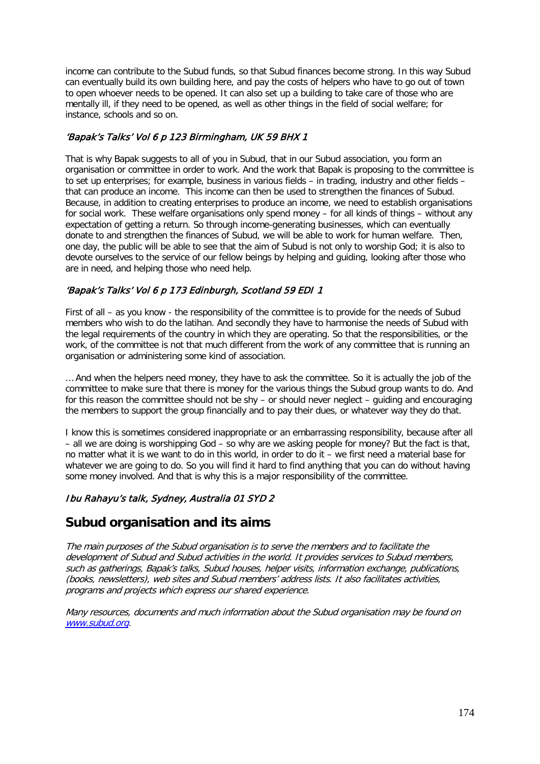income can contribute to the Subud funds, so that Subud finances become strong. In this way Subud can eventually build its own building here, and pay the costs of helpers who have to go out of town to open whoever needs to be opened. It can also set up a building to take care of those who are mentally ill, if they need to be opened, as well as other things in the field of social welfare; for instance, schools and so on.

*'Bapak's Talks' Vol 6 p 123 Birmingham, UK 59 BHX 1*

That is why Bapak suggests to all of you in Subud, that in our Subud association, you form an organisation or committee in order to work. And the work that Bapak is proposing to the committee is to set up enterprises; for example, business in various fields – in trading, industry and other fields – that can produce an income. This income can then be used to strengthen the finances of Subud. Because, in addition to creating enterprises to produce an income, we need to establish organisations for social work. These welfare organisations only spend money – for all kinds of things – without any expectation of getting a return. So through income-generating businesses, which can eventually donate to and strengthen the finances of Subud, we will be able to work for human welfare. Then, one day, the public will be able to see that the aim of Subud is not only to worship God; it is also to devote ourselves to the service of our fellow beings by helping and guiding, looking after those who are in need, and helping those who need help.

*'Bapak's Talks' Vol 6 p 173 Edinburgh, Scotland 59 EDI 1*

First of all – as you know - the responsibility of the committee is to provide for the needs of Subud members who wish to do the latihan. And secondly they have to harmonise the needs of Subud with the legal requirements of the country in which they are operating. So that the responsibilities, or the work, of the committee is not that much different from the work of any committee that is running an organisation or administering some kind of association.

… And when the helpers need money, they have to ask the committee. So it is actually the job of the committee to make sure that there is money for the various things the Subud group wants to do. And for this reason the committee should not be shy – or should never neglect – guiding and encouraging the members to support the group financially and to pay their dues, or whatever way they do that.

I know this is sometimes considered inappropriate or an embarrassing responsibility, because after all – all we are doing is worshipping God – so why are we asking people for money? But the fact is that, no matter what it is we want to do in this world, in order to do it – we first need a material base for whatever we are going to do. So you will find it hard to find anything that you can do without having some money involved. And that is why this is a major responsibility of the committee.

*Ibu Rahayu's talk, Sydney, Australia 01 SYD 2*

## Subud organisation and its aims

*The main purposes of the Subud organisation is to serve the members and to facilitate the development of Subud and Subud activities in the world. It provides services to Subud members, such as gatherings, Bapak's talks, Subud houses, helper visits, information exchange, publications, (books, newsletters), web sites and Subud members' address lists. It also facilitates activities, programs and projects which express our shared experience.*

*Many resources, documents and much information about the Subud organisation may be found on [www.subud.org](http://www.subud.org).*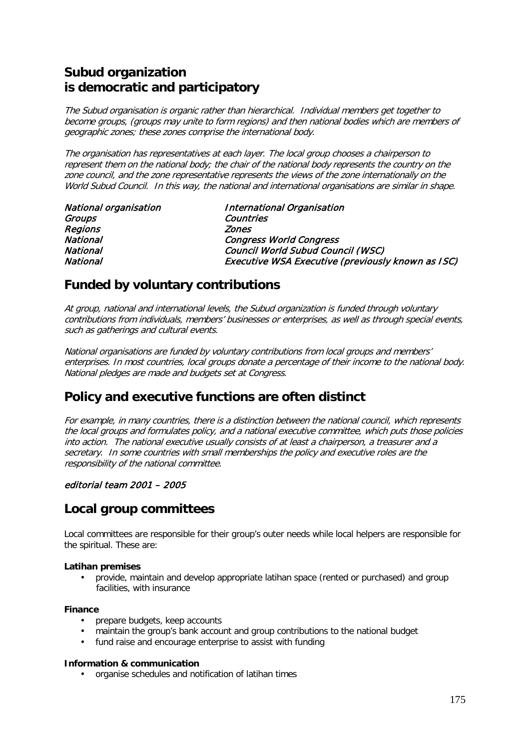## Subud organization is democratic and participatory

*The Subud organisation is organic rather than hierarchical. Individual members get together to become groups, (groups may unite to form regions) and then national bodies which are members of geographic zones; these zones comprise the international body.*

*The organisation has representatives at each layer. The local group chooses a chairperson to represent them on the national body; the chair of the national body represents the country on the zone council, and the zone representative represents the views of the zone internationally on the World Subud Council. In this way, the national and international organisations are similar in shape.*

| *National organisation* | *International Organisation* |
|---|---|
| *Groups* | *Countries* |
| *Regions* | *Zones* |
| *National* | *Congress World Congress* |
| *National* | *Council World Subud Council (WSC)* |
| *National* | *Executive WSA Executive (previously known as ISC)* |

## Funded by voluntary contributions

*At group, national and international levels, the Subud organization is funded through voluntary contributions from individuals, members' businesses or enterprises, as well as through special events, such as gatherings and cultural events.*

*National organisations are funded by voluntary contributions from local groups and members' enterprises. In most countries, local groups donate a percentage of their income to the national body. National pledges are made and budgets set at Congress.*

## Policy and executive functions are often distinct

*For example, in many countries, there is a distinction between the national council, which represents the local groups and formulates policy, and a national executive committee, which puts those policies into action. The national executive usually consists of at least a chairperson, a treasurer and a secretary. In some countries with small memberships the policy and executive roles are the responsibility of the national committee.*

*editorial team 2001 – 2005*

## Local group committees

Local committees are responsible for their group's outer needs while local helpers are responsible for the spiritual. These are:

**Latihan premises**

- provide, maintain and develop appropriate latihan space (rented or purchased) and group facilities, with insurance

**Finance**

- prepare budgets, keep accounts
- maintain the group's bank account and group contributions to the national budget
- fund raise and encourage enterprise to assist with funding

**Information & communication**

- organise schedules and notification of latihan times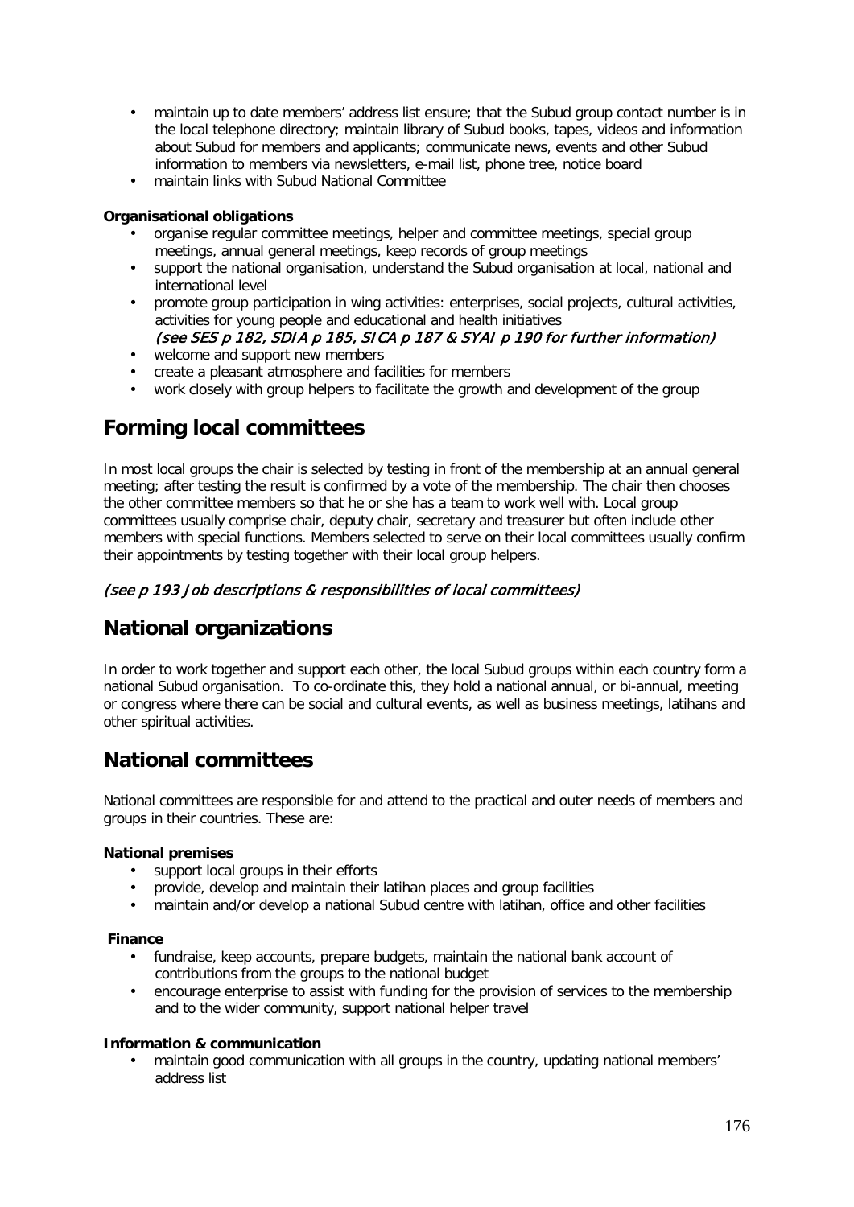- maintain up to date members' address list ensure; that the Subud group contact number is in the local telephone directory; maintain library of Subud books, tapes, videos and information about Subud for members and applicants; communicate news, events and other Subud information to members via newsletters, e-mail list, phone tree, notice board
- maintain links with Subud National Committee

**Organisational obligations**

- organise regular committee meetings, helper and committee meetings, special group meetings, annual general meetings, keep records of group meetings
- support the national organisation, understand the Subud organisation at local, national and international level
- promote group participation in wing activities: enterprises, social projects, cultural activities, activities for young people and educational and health initiatives
  *(see SES p 182, SDIA p 185, SICA p 187 & SYAI p 190 for further information)*
- welcome and support new members
- create a pleasant atmosphere and facilities for members
- work closely with group helpers to facilitate the growth and development of the group

## Forming local committees

In most local groups the chair is selected by testing in front of the membership at an annual general meeting; after testing the result is confirmed by a vote of the membership. The chair then chooses the other committee members so that he or she has a team to work well with. Local group committees usually comprise chair, deputy chair, secretary and treasurer but often include other members with special functions. Members selected to serve on their local committees usually confirm their appointments by testing together with their local group helpers.

*(see p 193 Job descriptions & responsibilities of local committees)*

## National organizations

In order to work together and support each other, the local Subud groups within each country form a national Subud organisation. To co-ordinate this, they hold a national annual, or bi-annual, meeting or congress where there can be social and cultural events, as well as business meetings, latihans and other spiritual activities.

## National committees

National committees are responsible for and attend to the practical and outer needs of members and groups in their countries. These are:

**National premises**

- support local groups in their efforts
- provide, develop and maintain their latihan places and group facilities
- maintain and/or develop a national Subud centre with latihan, office and other facilities

**Finance**

- fundraise, keep accounts, prepare budgets, maintain the national bank account of contributions from the groups to the national budget
- encourage enterprise to assist with funding for the provision of services to the membership and to the wider community, support national helper travel

**Information & communication**

- maintain good communication with all groups in the country, updating national members' address list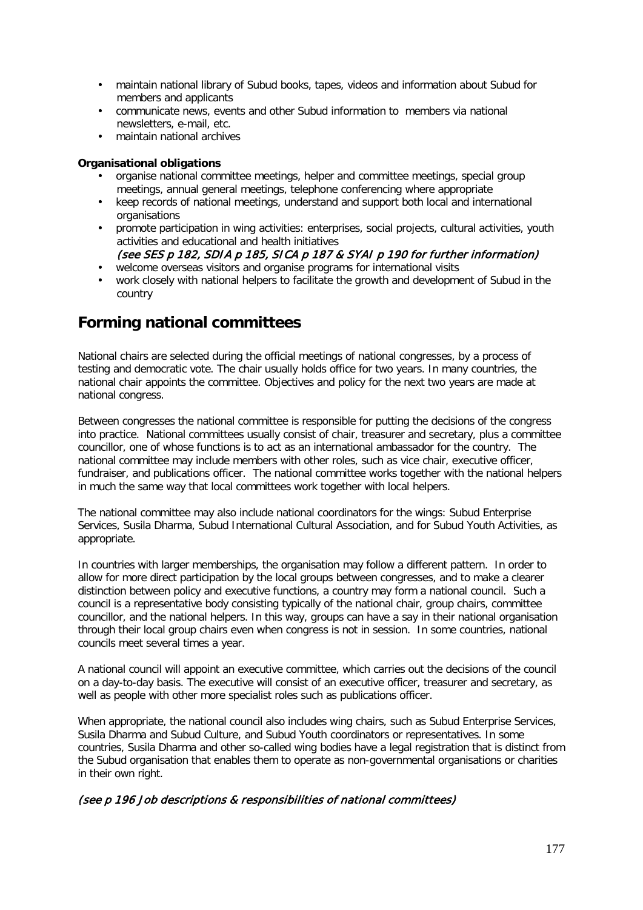- maintain national library of Subud books, tapes, videos and information about Subud for members and applicants
- communicate news, events and other Subud information to members via national newsletters, e-mail, etc.
- maintain national archives

**Organisational obligations**

- organise national committee meetings, helper and committee meetings, special group meetings, annual general meetings, telephone conferencing where appropriate
- keep records of national meetings, understand and support both local and international organisations
- promote participation in wing activities: enterprises, social projects, cultural activities, youth activities and educational and health initiatives
  *(see SES p 182, SDIA p 185, SICA p 187 & SYAI p 190 for further information)*
- welcome overseas visitors and organise programs for international visits
- work closely with national helpers to facilitate the growth and development of Subud in the country

## Forming national committees

National chairs are selected during the official meetings of national congresses, by a process of testing and democratic vote. The chair usually holds office for two years. In many countries, the national chair appoints the committee. Objectives and policy for the next two years are made at national congress.

Between congresses the national committee is responsible for putting the decisions of the congress into practice. National committees usually consist of chair, treasurer and secretary, plus a committee councillor, one of whose functions is to act as an international ambassador for the country. The national committee may include members with other roles, such as vice chair, executive officer, fundraiser, and publications officer. The national committee works together with the national helpers in much the same way that local committees work together with local helpers.

The national committee may also include national coordinators for the wings: Subud Enterprise Services, Susila Dharma, Subud International Cultural Association, and for Subud Youth Activities, as appropriate.

In countries with larger memberships, the organisation may follow a different pattern. In order to allow for more direct participation by the local groups between congresses, and to make a clearer distinction between policy and executive functions, a country may form a national council. Such a council is a representative body consisting typically of the national chair, group chairs, committee councillor, and the national helpers. In this way, groups can have a say in their national organisation through their local group chairs even when congress is not in session. In some countries, national councils meet several times a year.

A national council will appoint an executive committee, which carries out the decisions of the council on a day-to-day basis. The executive will consist of an executive officer, treasurer and secretary, as well as people with other more specialist roles such as publications officer.

When appropriate, the national council also includes wing chairs, such as Subud Enterprise Services, Susila Dharma and Subud Culture, and Subud Youth coordinators or representatives. In some countries, Susila Dharma and other so-called wing bodies have a legal registration that is distinct from the Subud organisation that enables them to operate as non-governmental organisations or charities in their own right.

*(see p 196 Job descriptions & responsibilities of national committees)*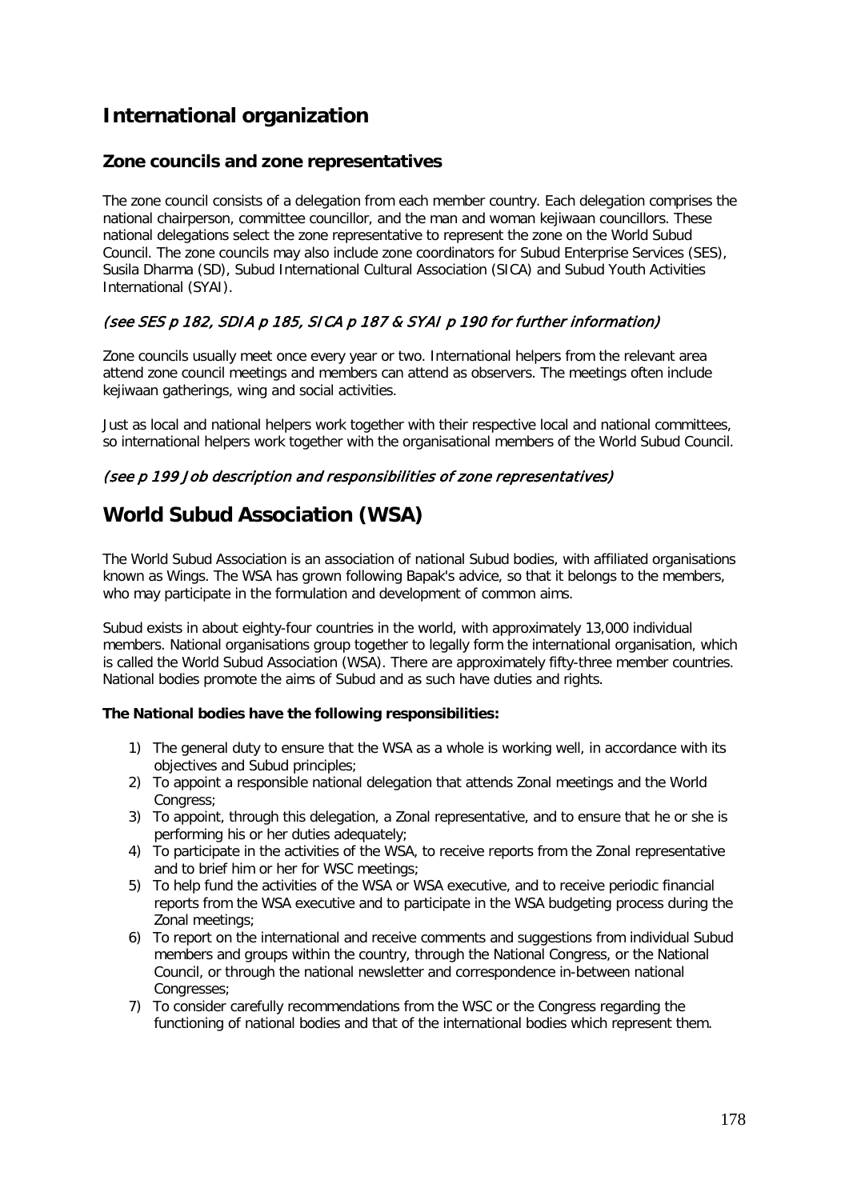# International organization

## Zone councils and zone representatives

The zone council consists of a delegation from each member country. Each delegation comprises the national chairperson, committee councillor, and the man and woman kejiwaan councillors. These national delegations select the zone representative to represent the zone on the World Subud Council. The zone councils may also include zone coordinators for Subud Enterprise Services (SES), Susila Dharma (SD), Subud International Cultural Association (SICA) and Subud Youth Activities International (SYAI).

*(see SES p 182, SDIA p 185, SICA p 187 & SYAI p 190 for further information)*

Zone councils usually meet once every year or two. International helpers from the relevant area attend zone council meetings and members can attend as observers. The meetings often include kejiwaan gatherings, wing and social activities.

Just as local and national helpers work together with their respective local and national committees, so international helpers work together with the organisational members of the World Subud Council.

*(see p 199 Job description and responsibilities of zone representatives)*

# World Subud Association (WSA)

The World Subud Association is an association of national Subud bodies, with affiliated organisations known as Wings. The WSA has grown following Bapak's advice, so that it belongs to the members, who may participate in the formulation and development of common aims.

Subud exists in about eighty-four countries in the world, with approximately 13,000 individual members. National organisations group together to legally form the international organisation, which is called the World Subud Association (WSA). There are approximately fifty-three member countries. National bodies promote the aims of Subud and as such have duties and rights.

**The National bodies have the following responsibilities:**

1) The general duty to ensure that the WSA as a whole is working well, in accordance with its objectives and Subud principles;
2) To appoint a responsible national delegation that attends Zonal meetings and the World Congress;
3) To appoint, through this delegation, a Zonal representative, and to ensure that he or she is performing his or her duties adequately;
4) To participate in the activities of the WSA, to receive reports from the Zonal representative and to brief him or her for WSC meetings;
5) To help fund the activities of the WSA or WSA executive, and to receive periodic financial reports from the WSA executive and to participate in the WSA budgeting process during the Zonal meetings;
6) To report on the international and receive comments and suggestions from individual Subud members and groups within the country, through the National Congress, or the National Council, or through the national newsletter and correspondence in-between national Congresses;
7) To consider carefully recommendations from the WSC or the Congress regarding the functioning of national bodies and that of the international bodies which represent them.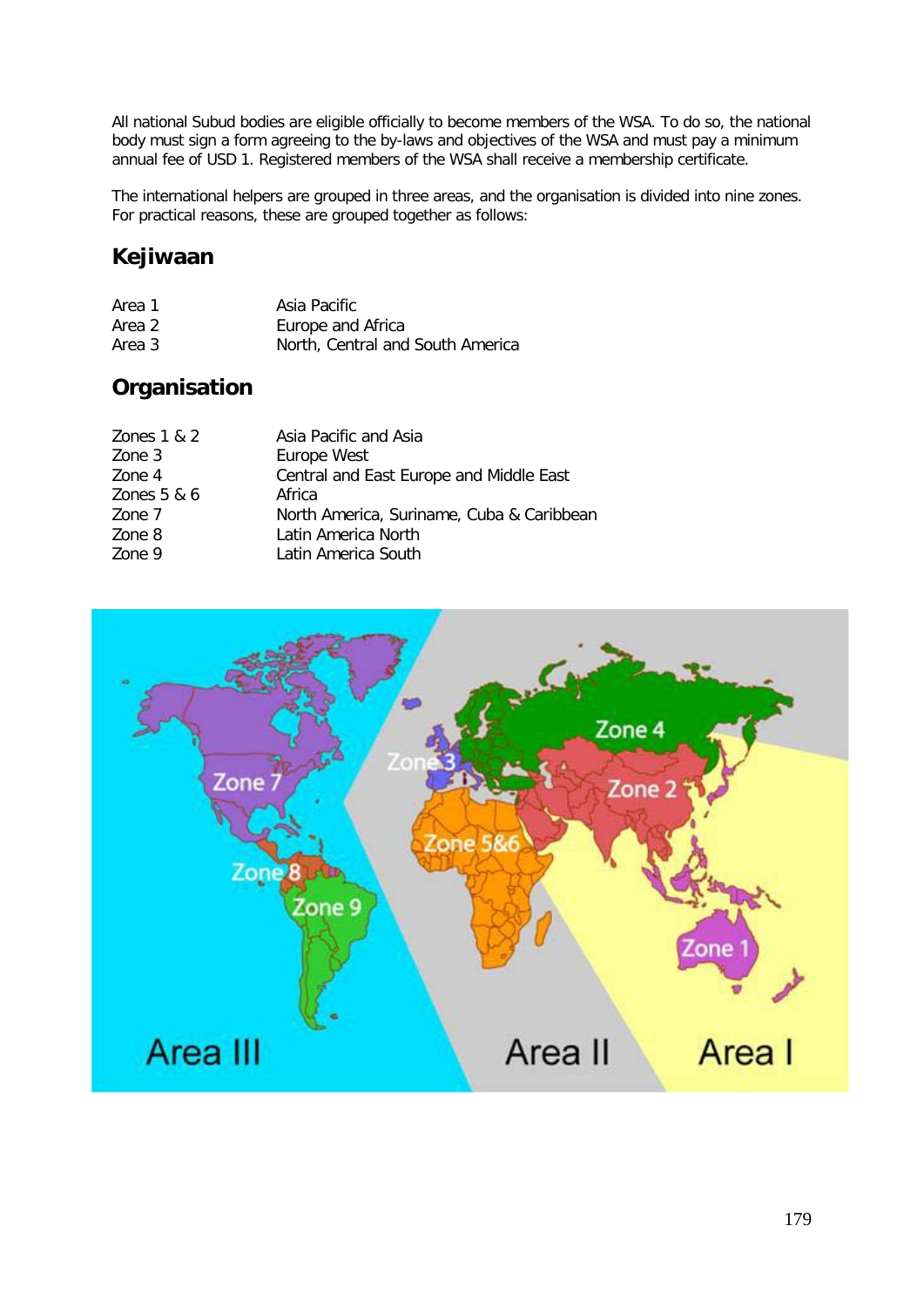All national Subud bodies are eligible officially to become members of the WSA. To do so, the national body must sign a form agreeing to the by-laws and objectives of the WSA and must pay a minimum annual fee of USD 1. Registered members of the WSA shall receive a membership certificate.

The international helpers are grouped in three areas, and the organisation is divided into nine zones. For practical reasons, these are grouped together as follows:

## Kejiwaan

| | |
|---|---|
| Area 1 | Asia Pacific |
| Area 2 | Europe and Africa |
| Area 3 | North, Central and South America |

## Organisation

| | |
|---|---|
| Zones 1 & 2 | Asia Pacific and Asia |
| Zone 3 | Europe West |
| Zone 4 | Central and East Europe and Middle East |
| Zones 5 & 6 | Africa |
| Zone 7 | North America, Suriname, Cuba & Caribbean |
| Zone 8 | Latin America North |
| Zone 9 | Latin America South |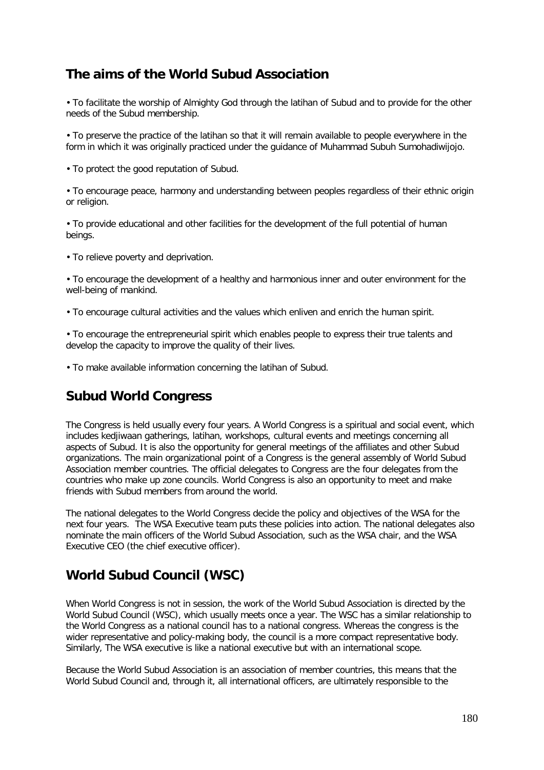## The aims of the World Subud Association

- To facilitate the worship of Almighty God through the latihan of Subud and to provide for the other needs of the Subud membership.

- To preserve the practice of the latihan so that it will remain available to people everywhere in the form in which it was originally practiced under the guidance of Muhammad Subuh Sumohadiwijojo.

- To protect the good reputation of Subud.

- To encourage peace, harmony and understanding between peoples regardless of their ethnic origin or religion.

- To provide educational and other facilities for the development of the full potential of human beings.

- To relieve poverty and deprivation.

- To encourage the development of a healthy and harmonious inner and outer environment for the well-being of mankind.

- To encourage cultural activities and the values which enliven and enrich the human spirit.

- To encourage the entrepreneurial spirit which enables people to express their true talents and develop the capacity to improve the quality of their lives.

- To make available information concerning the latihan of Subud.

## Subud World Congress

The Congress is held usually every four years. A World Congress is a spiritual and social event, which includes kedjiwaan gatherings, latihan, workshops, cultural events and meetings concerning all aspects of Subud. It is also the opportunity for general meetings of the affiliates and other Subud organizations. The main organizational point of a Congress is the general assembly of World Subud Association member countries. The official delegates to Congress are the four delegates from the countries who make up zone councils. World Congress is also an opportunity to meet and make friends with Subud members from around the world.

The national delegates to the World Congress decide the policy and objectives of the WSA for the next four years. The WSA Executive team puts these policies into action. The national delegates also nominate the main officers of the World Subud Association, such as the WSA chair, and the WSA Executive CEO (the chief executive officer).

## World Subud Council (WSC)

When World Congress is not in session, the work of the World Subud Association is directed by the World Subud Council (WSC), which usually meets once a year. The WSC has a similar relationship to the World Congress as a national council has to a national congress. Whereas the congress is the wider representative and policy-making body, the council is a more compact representative body. Similarly, The WSA executive is like a national executive but with an international scope.

Because the World Subud Association is an association of member countries, this means that the World Subud Council and, through it, all international officers, are ultimately responsible to the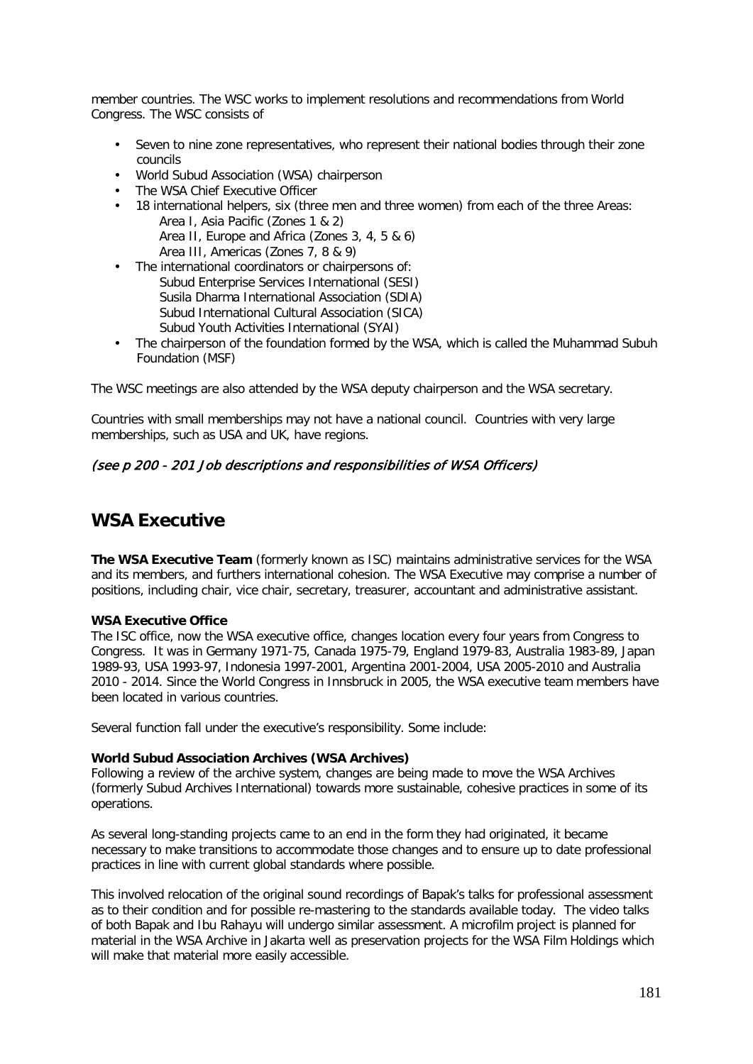member countries. The WSC works to implement resolutions and recommendations from World Congress. The WSC consists of

- Seven to nine zone representatives, who represent their national bodies through their zone councils
- World Subud Association (WSA) chairperson
- The WSA Chief Executive Officer
- 18 international helpers, six (three men and three women) from each of the three Areas:
  - Area I, Asia Pacific (Zones 1 & 2)
  - Area II, Europe and Africa (Zones 3, 4, 5 & 6)
  - Area III, Americas (Zones 7, 8 & 9)
- The international coordinators or chairpersons of:
  - Subud Enterprise Services International (SESI)
  - Susila Dharma International Association (SDIA)
  - Subud International Cultural Association (SICA)
  - Subud Youth Activities International (SYAI)
- The chairperson of the foundation formed by the WSA, which is called the Muhammad Subuh Foundation (MSF)

The WSC meetings are also attended by the WSA deputy chairperson and the WSA secretary.

Countries with small memberships may not have a national council. Countries with very large memberships, such as USA and UK, have regions.

*(see p 200 - 201 Job descriptions and responsibilities of WSA Officers)*

## WSA Executive

**The WSA Executive Team** (formerly known as ISC) maintains administrative services for the WSA and its members, and furthers international cohesion. The WSA Executive may comprise a number of positions, including chair, vice chair, secretary, treasurer, accountant and administrative assistant.

**WSA Executive Office**
The ISC office, now the WSA executive office, changes location every four years from Congress to Congress. It was in Germany 1971-75, Canada 1975-79, England 1979-83, Australia 1983-89, Japan 1989-93, USA 1993-97, Indonesia 1997-2001, Argentina 2001-2004, USA 2005-2010 and Australia 2010 - 2014. Since the World Congress in Innsbruck in 2005, the WSA executive team members have been located in various countries.

Several function fall under the executive's responsibility. Some include:

**World Subud Association Archives (WSA Archives)**
Following a review of the archive system, changes are being made to move the WSA Archives (formerly Subud Archives International) towards more sustainable, cohesive practices in some of its operations.

As several long-standing projects came to an end in the form they had originated, it became necessary to make transitions to accommodate those changes and to ensure up to date professional practices in line with current global standards where possible.

This involved relocation of the original sound recordings of Bapak's talks for professional assessment as to their condition and for possible re-mastering to the standards available today. The video talks of both Bapak and Ibu Rahayu will undergo similar assessment. A microfilm project is planned for material in the WSA Archive in Jakarta well as preservation projects for the WSA Film Holdings which will make that material more easily accessible.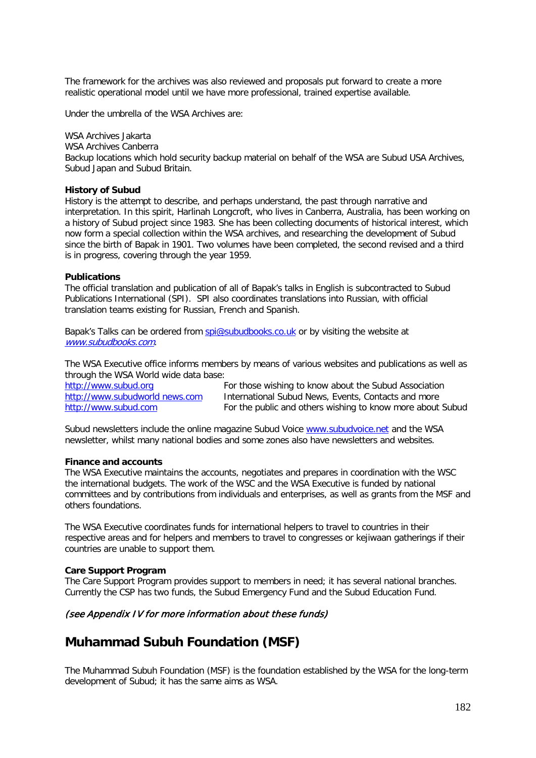The framework for the archives was also reviewed and proposals put forward to create a more realistic operational model until we have more professional, trained expertise available.

Under the umbrella of the WSA Archives are:

WSA Archives Jakarta
WSA Archives Canberra
Backup locations which hold security backup material on behalf of the WSA are Subud USA Archives, Subud Japan and Subud Britain.

**History of Subud**
History is the attempt to describe, and perhaps understand, the past through narrative and interpretation. In this spirit, Harlinah Longcroft, who lives in Canberra, Australia, has been working on a history of Subud project since 1983. She has been collecting documents of historical interest, which now form a special collection within the WSA archives, and researching the development of Subud since the birth of Bapak in 1901. Two volumes have been completed, the second revised and a third is in progress, covering through the year 1959.

**Publications**
The official translation and publication of all of Bapak's talks in English is subcontracted to Subud Publications International (SPI). SPI also coordinates translations into Russian, with official translation teams existing for Russian, French and Spanish.

Bapak's Talks can be ordered from spi@subudbooks.co.uk or by visiting the website at *www.subudbooks.com*.

The WSA Executive office informs members by means of various websites and publications as well as through the WSA World wide data base:

| | |
|---|---|
| http://www.subud.org | For those wishing to know about the Subud Association |
| http://www.subudworld news.com | International Subud News, Events, Contacts and more |
| http://www.subud.com | For the public and others wishing to know more about Subud |

Subud newsletters include the online magazine Subud Voice www.subudvoice.net and the WSA newsletter, whilst many national bodies and some zones also have newsletters and websites.

**Finance and accounts**
The WSA Executive maintains the accounts, negotiates and prepares in coordination with the WSC the international budgets. The work of the WSC and the WSA Executive is funded by national committees and by contributions from individuals and enterprises, as well as grants from the MSF and others foundations.

The WSA Executive coordinates funds for international helpers to travel to countries in their respective areas and for helpers and members to travel to congresses or kejiwaan gatherings if their countries are unable to support them.

**Care Support Program**
The Care Support Program provides support to members in need; it has several national branches. Currently the CSP has two funds, the Subud Emergency Fund and the Subud Education Fund.

*(see Appendix IV for more information about these funds)*

# Muhammad Subuh Foundation (MSF)

The Muhammad Subuh Foundation (MSF) is the foundation established by the WSA for the long-term development of Subud; it has the same aims as WSA.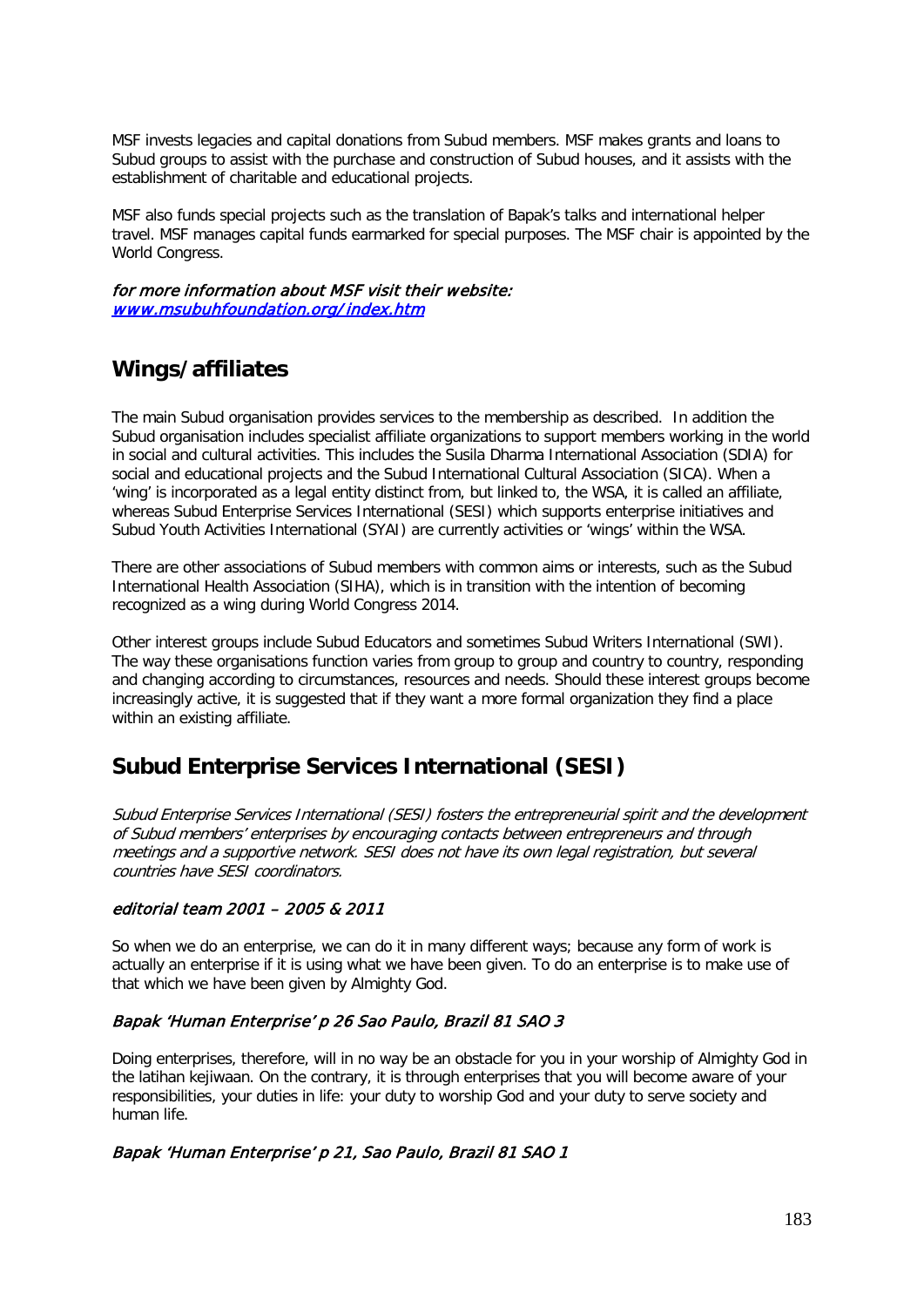MSF invests legacies and capital donations from Subud members. MSF makes grants and loans to Subud groups to assist with the purchase and construction of Subud houses, and it assists with the establishment of charitable and educational projects.

MSF also funds special projects such as the translation of Bapak's talks and international helper travel. MSF manages capital funds earmarked for special purposes. The MSF chair is appointed by the World Congress.

*for more information about MSF visit their website:*
[www.msubuhfoundation.org/index.htm](www.msubuhfoundation.org/index.htm)

## Wings/affiliates

The main Subud organisation provides services to the membership as described. In addition the Subud organisation includes specialist affiliate organizations to support members working in the world in social and cultural activities. This includes the Susila Dharma International Association (SDIA) for social and educational projects and the Subud International Cultural Association (SICA). When a 'wing' is incorporated as a legal entity distinct from, but linked to, the WSA, it is called an affiliate, whereas Subud Enterprise Services International (SESI) which supports enterprise initiatives and Subud Youth Activities International (SYAI) are currently activities or 'wings' within the WSA.

There are other associations of Subud members with common aims or interests, such as the Subud International Health Association (SIHA), which is in transition with the intention of becoming recognized as a wing during World Congress 2014.

Other interest groups include Subud Educators and sometimes Subud Writers International (SWI). The way these organisations function varies from group to group and country to country, responding and changing according to circumstances, resources and needs. Should these interest groups become increasingly active, it is suggested that if they want a more formal organization they find a place within an existing affiliate.

## Subud Enterprise Services International (SESI)

*Subud Enterprise Services International (SESI) fosters the entrepreneurial spirit and the development of Subud members' enterprises by encouraging contacts between entrepreneurs and through meetings and a supportive network. SESI does not have its own legal registration, but several countries have SESI coordinators.*

#### *editorial team 2001 – 2005 & 2011*

So when we do an enterprise, we can do it in many different ways; because any form of work is actually an enterprise if it is using what we have been given. To do an enterprise is to make use of that which we have been given by Almighty God.

#### *Bapak 'Human Enterprise' p 26 Sao Paulo, Brazil 81 SAO 3*

Doing enterprises, therefore, will in no way be an obstacle for you in your worship of Almighty God in the latihan kejiwaan. On the contrary, it is through enterprises that you will become aware of your responsibilities, your duties in life: your duty to worship God and your duty to serve society and human life.

#### *Bapak 'Human Enterprise' p 21, Sao Paulo, Brazil 81 SAO 1*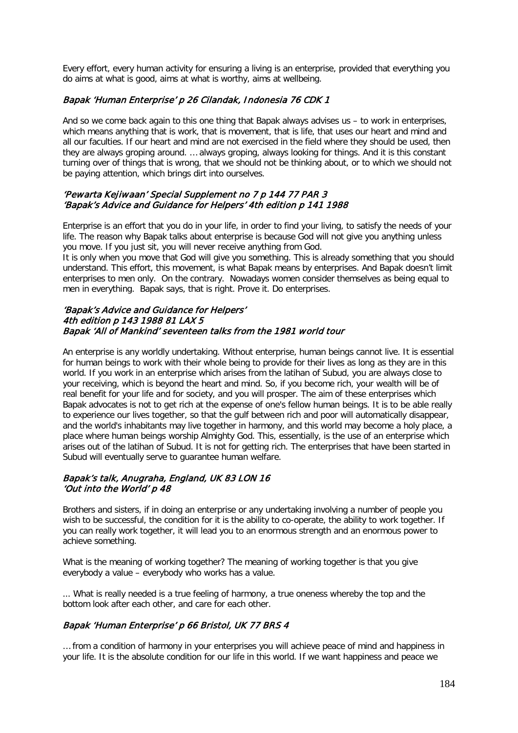Every effort, every human activity for ensuring a living is an enterprise, provided that everything you do aims at what is good, aims at what is worthy, aims at wellbeing.

***Bapak 'Human Enterprise' p 26 Cilandak, Indonesia 76 CDK 1***

And so we come back again to this one thing that Bapak always advises us – to work in enterprises, which means anything that is work, that is movement, that is life, that uses our heart and mind and all our faculties. If our heart and mind are not exercised in the field where they should be used, then they are always groping around. … always groping, always looking for things. And it is this constant turning over of things that is wrong, that we should not be thinking about, or to which we should not be paying attention, which brings dirt into ourselves.

***'Pewarta Kejiwaan' Special Supplement no 7 p 144 77 PAR 3***
***'Bapak's Advice and Guidance for Helpers' 4th edition p 141 1988***

Enterprise is an effort that you do in your life, in order to find your living, to satisfy the needs of your life. The reason why Bapak talks about enterprise is because God will not give you anything unless you move. If you just sit, you will never receive anything from God.
It is only when you move that God will give you something. This is already something that you should understand. This effort, this movement, is what Bapak means by enterprises. And Bapak doesn't limit enterprises to men only. On the contrary. Nowadays women consider themselves as being equal to men in everything. Bapak says, that is right. Prove it. Do enterprises.

***'Bapak's Advice and Guidance for Helpers'***
***4th edition p 143 1988 81 LAX 5***
***Bapak 'All of Mankind' seventeen talks from the 1981 world tour***

An enterprise is any worldly undertaking. Without enterprise, human beings cannot live. It is essential for human beings to work with their whole being to provide for their lives as long as they are in this world. If you work in an enterprise which arises from the latihan of Subud, you are always close to your receiving, which is beyond the heart and mind. So, if you become rich, your wealth will be of real benefit for your life and for society, and you will prosper. The aim of these enterprises which Bapak advocates is not to get rich at the expense of one's fellow human beings. It is to be able really to experience our lives together, so that the gulf between rich and poor will automatically disappear, and the world's inhabitants may live together in harmony, and this world may become a holy place, a place where human beings worship Almighty God. This, essentially, is the use of an enterprise which arises out of the latihan of Subud. It is not for getting rich. The enterprises that have been started in Subud will eventually serve to guarantee human welfare.

***Bapak's talk, Anugraha, England, UK 83 LON 16***
***'Out into the World' p 48***

Brothers and sisters, if in doing an enterprise or any undertaking involving a number of people you wish to be successful, the condition for it is the ability to co-operate, the ability to work together. If you can really work together, it will lead you to an enormous strength and an enormous power to achieve something.

What is the meaning of working together? The meaning of working together is that you give everybody a value – everybody who works has a value.

... What is really needed is a true feeling of harmony, a true oneness whereby the top and the bottom look after each other, and care for each other.

***Bapak 'Human Enterprise' p 66 Bristol, UK 77 BRS 4***

… from a condition of harmony in your enterprises you will achieve peace of mind and happiness in your life. It is the absolute condition for our life in this world. If we want happiness and peace we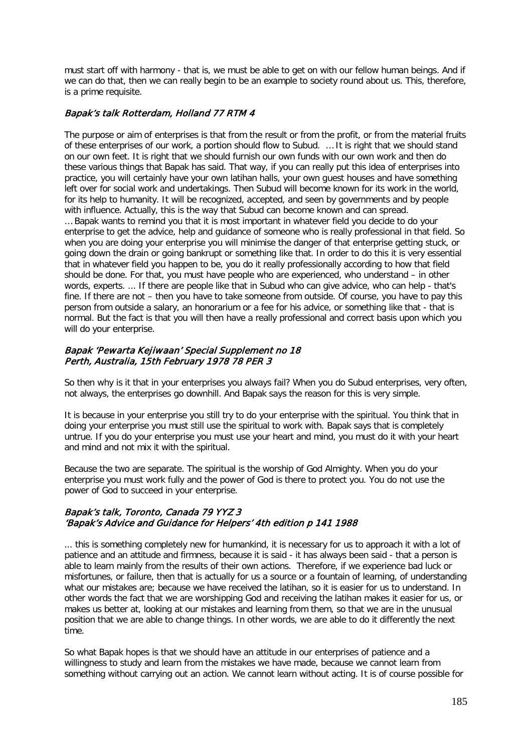must start off with harmony - that is, we must be able to get on with our fellow human beings. And if we can do that, then we can really begin to be an example to society round about us. This, therefore, is a prime requisite.

### *Bapak's talk Rotterdam, Holland 77 RTM 4*

The purpose or aim of enterprises is that from the result or from the profit, or from the material fruits of these enterprises of our work, a portion should flow to Subud. … It is right that we should stand on our own feet. It is right that we should furnish our own funds with our own work and then do these various things that Bapak has said. That way, if you can really put this idea of enterprises into practice, you will certainly have your own latihan halls, your own guest houses and have something left over for social work and undertakings. Then Subud will become known for its work in the world, for its help to humanity. It will be recognized, accepted, and seen by governments and by people with influence. Actually, this is the way that Subud can become known and can spread.
… Bapak wants to remind you that it is most important in whatever field you decide to do your enterprise to get the advice, help and guidance of someone who is really professional in that field. So when you are doing your enterprise you will minimise the danger of that enterprise getting stuck, or going down the drain or going bankrupt or something like that. In order to do this it is very essential that in whatever field you happen to be, you do it really professionally according to how that field should be done. For that, you must have people who are experienced, who understand – in other words, experts. ... If there are people like that in Subud who can give advice, who can help - that's fine. If there are not – then you have to take someone from outside. Of course, you have to pay this person from outside a salary, an honorarium or a fee for his advice, or something like that - that is normal. But the fact is that you will then have a really professional and correct basis upon which you will do your enterprise.

### *Bapak 'Pewarta Kejiwaan' Special Supplement no 18*
### *Perth, Australia, 15th February 1978 78 PER 3*

So then why is it that in your enterprises you always fail? When you do Subud enterprises, very often, not always, the enterprises go downhill. And Bapak says the reason for this is very simple.

It is because in your enterprise you still try to do your enterprise with the spiritual. You think that in doing your enterprise you must still use the spiritual to work with. Bapak says that is completely untrue. If you do your enterprise you must use your heart and mind, you must do it with your heart and mind and not mix it with the spiritual.

Because the two are separate. The spiritual is the worship of God Almighty. When you do your enterprise you must work fully and the power of God is there to protect you. You do not use the power of God to succeed in your enterprise.

### *Bapak's talk, Toronto, Canada 79 YYZ 3*
### *'Bapak's Advice and Guidance for Helpers' 4th edition p 141 1988*

... this is something completely new for humankind, it is necessary for us to approach it with a lot of patience and an attitude and firmness, because it is said - it has always been said - that a person is able to learn mainly from the results of their own actions. Therefore, if we experience bad luck or misfortunes, or failure, then that is actually for us a source or a fountain of learning, of understanding what our mistakes are; because we have received the latihan, so it is easier for us to understand. In other words the fact that we are worshipping God and receiving the latihan makes it easier for us, or makes us better at, looking at our mistakes and learning from them, so that we are in the unusual position that we are able to change things. In other words, we are able to do it differently the next time.

So what Bapak hopes is that we should have an attitude in our enterprises of patience and a willingness to study and learn from the mistakes we have made, because we cannot learn from something without carrying out an action. We cannot learn without acting. It is of course possible for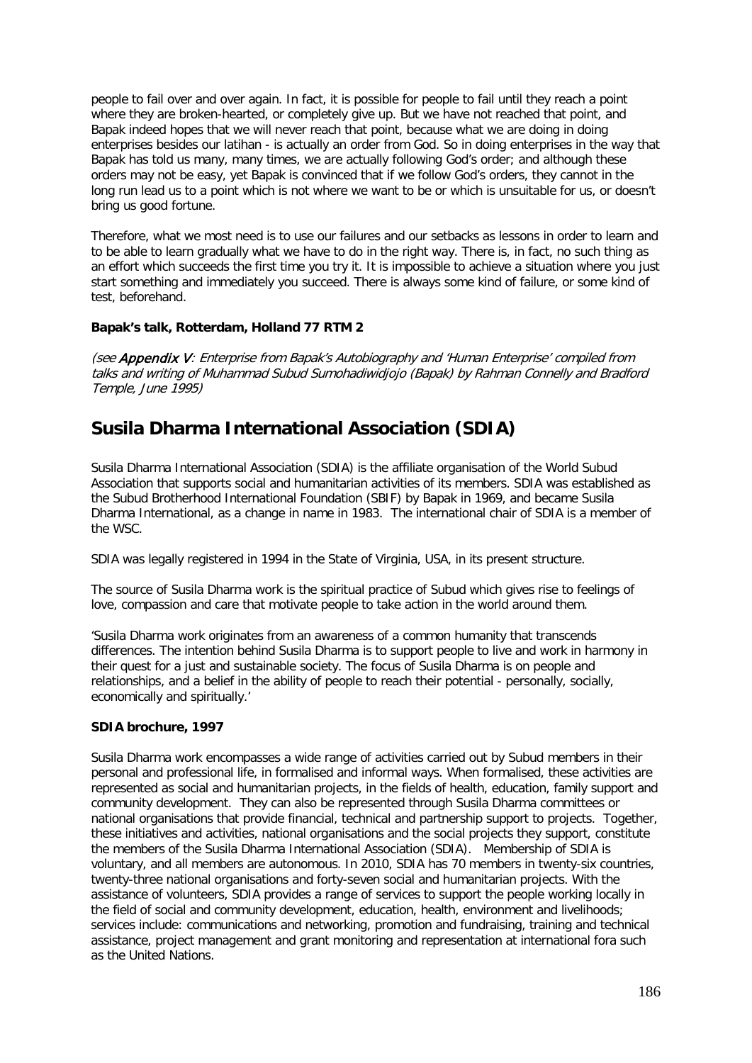people to fail over and over again. In fact, it is possible for people to fail until they reach a point where they are broken-hearted, or completely give up. But we have not reached that point, and Bapak indeed hopes that we will never reach that point, because what we are doing in doing enterprises besides our latihan - is actually an order from God. So in doing enterprises in the way that Bapak has told us many, many times, we are actually following God's order; and although these orders may not be easy, yet Bapak is convinced that if we follow God's orders, they cannot in the long run lead us to a point which is not where we want to be or which is unsuitable for us, or doesn't bring us good fortune.

Therefore, what we most need is to use our failures and our setbacks as lessons in order to learn and to be able to learn gradually what we have to do in the right way. There is, in fact, no such thing as an effort which succeeds the first time you try it. It is impossible to achieve a situation where you just start something and immediately you succeed. There is always some kind of failure, or some kind of test, beforehand.

**Bapak's talk, Rotterdam, Holland 77 RTM 2**

*(see **Appendix V**: Enterprise from Bapak's Autobiography and 'Human Enterprise' compiled from talks and writing of Muhammad Subud Sumohadiwidjojo (Bapak) by Rahman Connelly and Bradford Temple, June 1995)*

## Susila Dharma International Association (SDIA)

Susila Dharma International Association (SDIA) is the affiliate organisation of the World Subud Association that supports social and humanitarian activities of its members. SDIA was established as the Subud Brotherhood International Foundation (SBIF) by Bapak in 1969, and became Susila Dharma International, as a change in name in 1983. The international chair of SDIA is a member of the WSC.

SDIA was legally registered in 1994 in the State of Virginia, USA, in its present structure.

The source of Susila Dharma work is the spiritual practice of Subud which gives rise to feelings of love, compassion and care that motivate people to take action in the world around them.

'Susila Dharma work originates from an awareness of a common humanity that transcends differences. The intention behind Susila Dharma is to support people to live and work in harmony in their quest for a just and sustainable society. The focus of Susila Dharma is on people and relationships, and a belief in the ability of people to reach their potential - personally, socially, economically and spiritually.'

**SDIA brochure, 1997**

Susila Dharma work encompasses a wide range of activities carried out by Subud members in their personal and professional life, in formalised and informal ways. When formalised, these activities are represented as social and humanitarian projects, in the fields of health, education, family support and community development. They can also be represented through Susila Dharma committees or national organisations that provide financial, technical and partnership support to projects. Together, these initiatives and activities, national organisations and the social projects they support, constitute the members of the Susila Dharma International Association (SDIA). Membership of SDIA is voluntary, and all members are autonomous. In 2010, SDIA has 70 members in twenty-six countries, twenty-three national organisations and forty-seven social and humanitarian projects. With the assistance of volunteers, SDIA provides a range of services to support the people working locally in the field of social and community development, education, health, environment and livelihoods; services include: communications and networking, promotion and fundraising, training and technical assistance, project management and grant monitoring and representation at international fora such as the United Nations.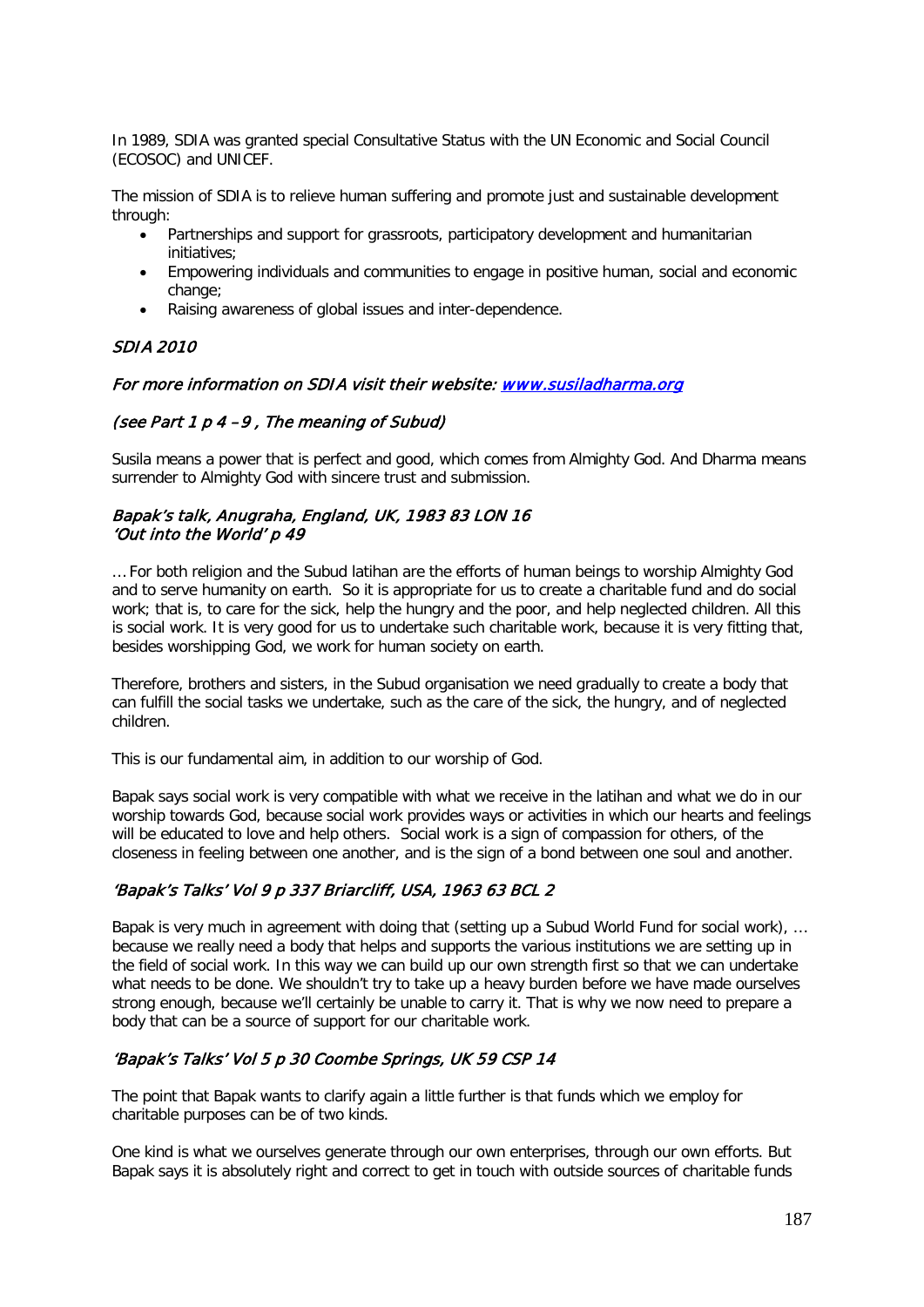In 1989, SDIA was granted special Consultative Status with the UN Economic and Social Council (ECOSOC) and UNICEF.

The mission of SDIA is to relieve human suffering and promote just and sustainable development through:

- Partnerships and support for grassroots, participatory development and humanitarian initiatives;
- Empowering individuals and communities to engage in positive human, social and economic change;
- Raising awareness of global issues and inter-dependence.

*SDIA 2010*

*For more information on SDIA visit their website: [www.susiladharma.org](http://www.susiladharma.org)*

*(see Part 1 p 4 –9 , The meaning of Subud)*

Susila means a power that is perfect and good, which comes from Almighty God. And Dharma means surrender to Almighty God with sincere trust and submission.

*Bapak's talk, Anugraha, England, UK, 1983 83 LON 16*
*'Out into the World' p 49*

… For both religion and the Subud latihan are the efforts of human beings to worship Almighty God and to serve humanity on earth. So it is appropriate for us to create a charitable fund and do social work; that is, to care for the sick, help the hungry and the poor, and help neglected children. All this is social work. It is very good for us to undertake such charitable work, because it is very fitting that, besides worshipping God, we work for human society on earth.

Therefore, brothers and sisters, in the Subud organisation we need gradually to create a body that can fulfill the social tasks we undertake, such as the care of the sick, the hungry, and of neglected children.

This is our fundamental aim, in addition to our worship of God.

Bapak says social work is very compatible with what we receive in the latihan and what we do in our worship towards God, because social work provides ways or activities in which our hearts and feelings will be educated to love and help others. Social work is a sign of compassion for others, of the closeness in feeling between one another, and is the sign of a bond between one soul and another.

*'Bapak's Talks' Vol 9 p 337 Briarcliff, USA, 1963 63 BCL 2*

Bapak is very much in agreement with doing that (setting up a Subud World Fund for social work), … because we really need a body that helps and supports the various institutions we are setting up in the field of social work. In this way we can build up our own strength first so that we can undertake what needs to be done. We shouldn't try to take up a heavy burden before we have made ourselves strong enough, because we'll certainly be unable to carry it. That is why we now need to prepare a body that can be a source of support for our charitable work.

*'Bapak's Talks' Vol 5 p 30 Coombe Springs, UK 59 CSP 14*

The point that Bapak wants to clarify again a little further is that funds which we employ for charitable purposes can be of two kinds.

One kind is what we ourselves generate through our own enterprises, through our own efforts. But Bapak says it is absolutely right and correct to get in touch with outside sources of charitable funds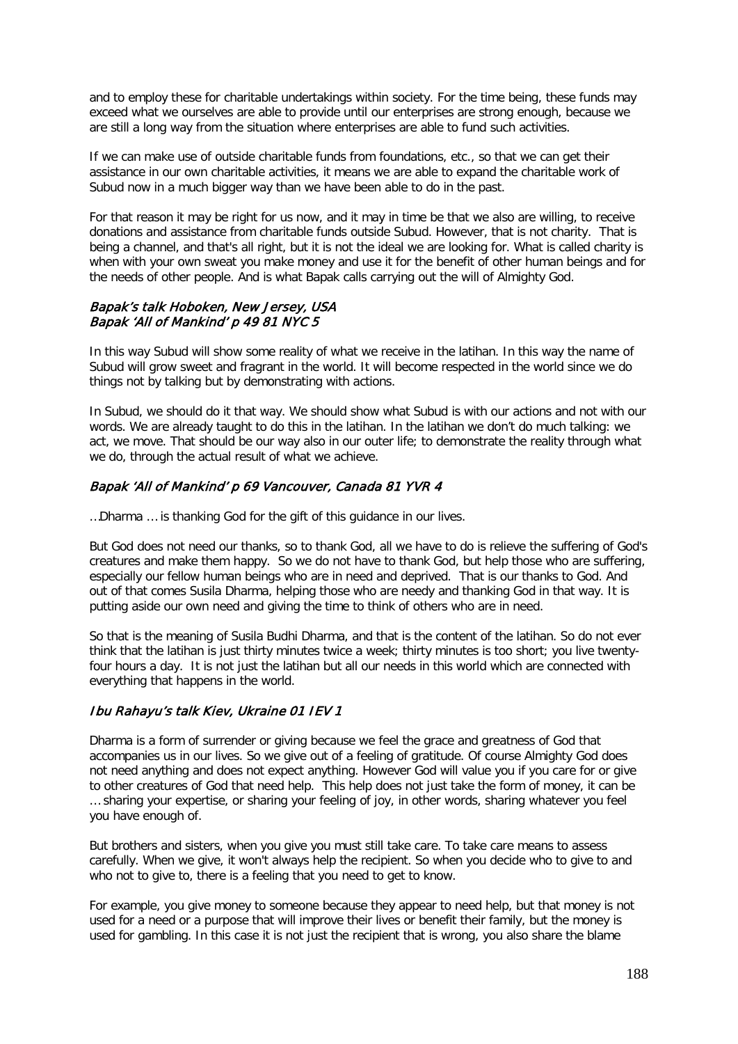and to employ these for charitable undertakings within society. For the time being, these funds may exceed what we ourselves are able to provide until our enterprises are strong enough, because we are still a long way from the situation where enterprises are able to fund such activities.

If we can make use of outside charitable funds from foundations, etc., so that we can get their assistance in our own charitable activities, it means we are able to expand the charitable work of Subud now in a much bigger way than we have been able to do in the past.

For that reason it may be right for us now, and it may in time be that we also are willing, to receive donations and assistance from charitable funds outside Subud. However, that is not charity. That is being a channel, and that's all right, but it is not the ideal we are looking for. What is called charity is when with your own sweat you make money and use it for the benefit of other human beings and for the needs of other people. And is what Bapak calls carrying out the will of Almighty God.

#### *Bapak's talk Hoboken, New Jersey, USA*
#### *Bapak 'All of Mankind' p 49 81 NYC 5*

In this way Subud will show some reality of what we receive in the latihan. In this way the name of Subud will grow sweet and fragrant in the world. It will become respected in the world since we do things not by talking but by demonstrating with actions.

In Subud, we should do it that way. We should show what Subud is with our actions and not with our words. We are already taught to do this in the latihan. In the latihan we don't do much talking: we act, we move. That should be our way also in our outer life; to demonstrate the reality through what we do, through the actual result of what we achieve.

#### *Bapak 'All of Mankind' p 69 Vancouver, Canada 81 YVR 4*

…Dharma … is thanking God for the gift of this guidance in our lives.

But God does not need our thanks, so to thank God, all we have to do is relieve the suffering of God's creatures and make them happy. So we do not have to thank God, but help those who are suffering, especially our fellow human beings who are in need and deprived. That is our thanks to God. And out of that comes Susila Dharma, helping those who are needy and thanking God in that way. It is putting aside our own need and giving the time to think of others who are in need.

So that is the meaning of Susila Budhi Dharma, and that is the content of the latihan. So do not ever think that the latihan is just thirty minutes twice a week; thirty minutes is too short; you live twenty-four hours a day. It is not just the latihan but all our needs in this world which are connected with everything that happens in the world.

#### *Ibu Rahayu's talk Kiev, Ukraine 01 IEV 1*

Dharma is a form of surrender or giving because we feel the grace and greatness of God that accompanies us in our lives. So we give out of a feeling of gratitude. Of course Almighty God does not need anything and does not expect anything. However God will value you if you care for or give to other creatures of God that need help. This help does not just take the form of money, it can be … sharing your expertise, or sharing your feeling of joy, in other words, sharing whatever you feel you have enough of.

But brothers and sisters, when you give you must still take care. To take care means to assess carefully. When we give, it won't always help the recipient. So when you decide who to give to and who not to give to, there is a feeling that you need to get to know.

For example, you give money to someone because they appear to need help, but that money is not used for a need or a purpose that will improve their lives or benefit their family, but the money is used for gambling. In this case it is not just the recipient that is wrong, you also share the blame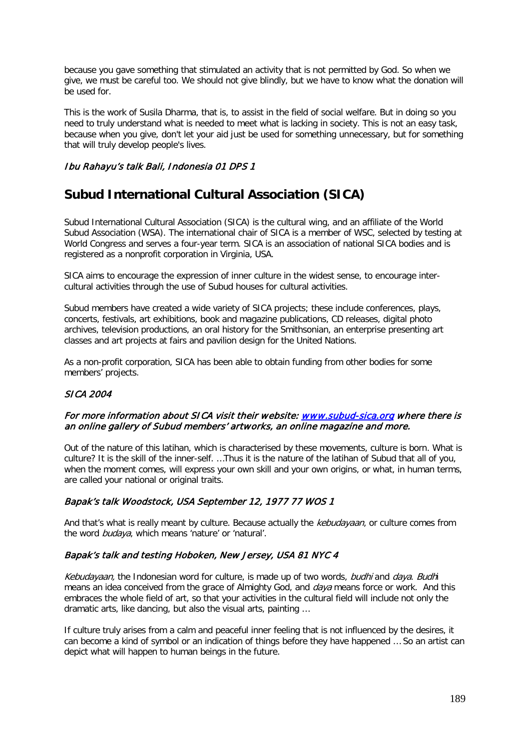because you gave something that stimulated an activity that is not permitted by God. So when we give, we must be careful too. We should not give blindly, but we have to know what the donation will be used for.

This is the work of Susila Dharma, that is, to assist in the field of social welfare. But in doing so you need to truly understand what is needed to meet what is lacking in society. This is not an easy task, because when you give, don't let your aid just be used for something unnecessary, but for something that will truly develop people's lives.

*Ibu Rahayu's talk Bali, Indonesia 01 DPS 1*

## Subud International Cultural Association (SICA)

Subud International Cultural Association (SICA) is the cultural wing, and an affiliate of the World Subud Association (WSA). The international chair of SICA is a member of WSC, selected by testing at World Congress and serves a four-year term. SICA is an association of national SICA bodies and is registered as a nonprofit corporation in Virginia, USA.

SICA aims to encourage the expression of inner culture in the widest sense, to encourage inter-cultural activities through the use of Subud houses for cultural activities.

Subud members have created a wide variety of SICA projects; these include conferences, plays, concerts, festivals, art exhibitions, book and magazine publications, CD releases, digital photo archives, television productions, an oral history for the Smithsonian, an enterprise presenting art classes and art projects at fairs and pavilion design for the United Nations.

As a non-profit corporation, SICA has been able to obtain funding from other bodies for some members' projects.

*SICA 2004*

*For more information about SICA visit their website: [www.subud-sica.org](http://www.subud-sica.org) where there is an online gallery of Subud members' artworks, an online magazine and more.*

Out of the nature of this latihan, which is characterised by these movements, culture is born. What is culture? It is the skill of the inner-self. …Thus it is the nature of the latihan of Subud that all of you, when the moment comes, will express your own skill and your own origins, or what, in human terms, are called your national or original traits.

*Bapak's talk Woodstock, USA September 12, 1977 77 WOS 1*

And that's what is really meant by culture. Because actually the *kebudayaan*, or culture comes from the word *budaya*, which means 'nature' or 'natural'.

*Bapak's talk and testing Hoboken, New Jersey, USA 81 NYC 4*

*Kebudayaan,* the Indonesian word for culture, is made up of two words, *budhi* and *daya*. *Budhi* means an idea conceived from the grace of Almighty God, and *daya* means force or work. And this embraces the whole field of art, so that your activities in the cultural field will include not only the dramatic arts, like dancing, but also the visual arts, painting …

If culture truly arises from a calm and peaceful inner feeling that is not influenced by the desires, it can become a kind of symbol or an indication of things before they have happened … So an artist can depict what will happen to human beings in the future.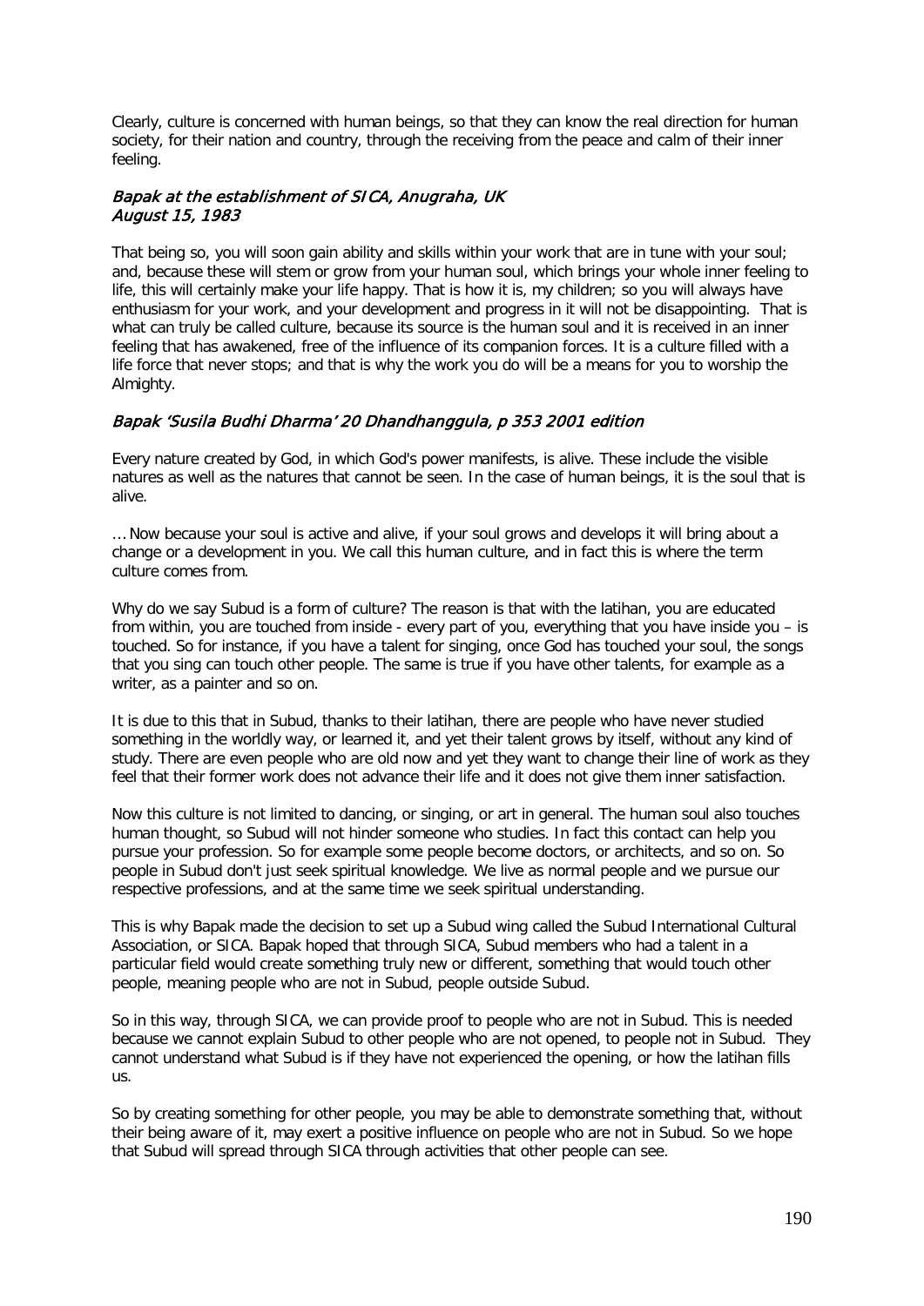Clearly, culture is concerned with human beings, so that they can know the real direction for human society, for their nation and country, through the receiving from the peace and calm of their inner feeling.

***Bapak at the establishment of SICA, Anugraha, UK August 15, 1983***

That being so, you will soon gain ability and skills within your work that are in tune with your soul; and, because these will stem or grow from your human soul, which brings your whole inner feeling to life, this will certainly make your life happy. That is how it is, my children; so you will always have enthusiasm for your work, and your development and progress in it will not be disappointing. That is what can truly be called culture, because its source is the human soul and it is received in an inner feeling that has awakened, free of the influence of its companion forces. It is a culture filled with a life force that never stops; and that is why the work you do will be a means for you to worship the Almighty.

***Bapak 'Susila Budhi Dharma' 20 Dhandhanggula, p 353 2001 edition***

Every nature created by God, in which God's power manifests, is alive. These include the visible natures as well as the natures that cannot be seen. In the case of human beings, it is the soul that is alive.

… Now because your soul is active and alive, if your soul grows and develops it will bring about a change or a development in you. We call this human culture, and in fact this is where the term culture comes from.

Why do we say Subud is a form of culture? The reason is that with the latihan, you are educated from within, you are touched from inside - every part of you, everything that you have inside you – is touched. So for instance, if you have a talent for singing, once God has touched your soul, the songs that you sing can touch other people. The same is true if you have other talents, for example as a writer, as a painter and so on.

It is due to this that in Subud, thanks to their latihan, there are people who have never studied something in the worldly way, or learned it, and yet their talent grows by itself, without any kind of study. There are even people who are old now and yet they want to change their line of work as they feel that their former work does not advance their life and it does not give them inner satisfaction.

Now this culture is not limited to dancing, or singing, or art in general. The human soul also touches human thought, so Subud will not hinder someone who studies. In fact this contact can help you pursue your profession. So for example some people become doctors, or architects, and so on. So people in Subud don't just seek spiritual knowledge. We live as normal people and we pursue our respective professions, and at the same time we seek spiritual understanding.

This is why Bapak made the decision to set up a Subud wing called the Subud International Cultural Association, or SICA. Bapak hoped that through SICA, Subud members who had a talent in a particular field would create something truly new or different, something that would touch other people, meaning people who are not in Subud, people outside Subud.

So in this way, through SICA, we can provide proof to people who are not in Subud. This is needed because we cannot explain Subud to other people who are not opened, to people not in Subud. They cannot understand what Subud is if they have not experienced the opening, or how the latihan fills us.

So by creating something for other people, you may be able to demonstrate something that, without their being aware of it, may exert a positive influence on people who are not in Subud. So we hope that Subud will spread through SICA through activities that other people can see.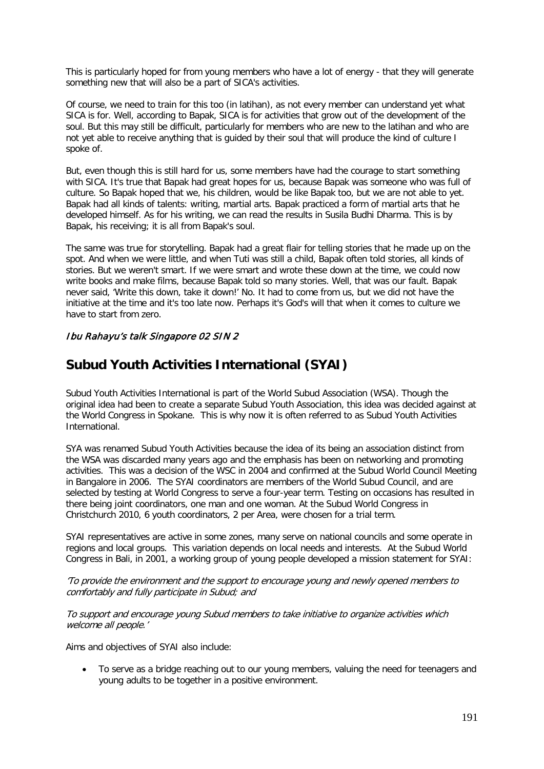This is particularly hoped for from young members who have a lot of energy - that they will generate something new that will also be a part of SICA's activities.

Of course, we need to train for this too (in latihan), as not every member can understand yet what SICA is for. Well, according to Bapak, SICA is for activities that grow out of the development of the soul. But this may still be difficult, particularly for members who are new to the latihan and who are not yet able to receive anything that is guided by their soul that will produce the kind of culture I spoke of.

But, even though this is still hard for us, some members have had the courage to start something with SICA. It's true that Bapak had great hopes for us, because Bapak was someone who was full of culture. So Bapak hoped that we, his children, would be like Bapak too, but we are not able to yet. Bapak had all kinds of talents: writing, martial arts. Bapak practiced a form of martial arts that he developed himself. As for his writing, we can read the results in Susila Budhi Dharma. This is by Bapak, his receiving; it is all from Bapak's soul.

The same was true for storytelling. Bapak had a great flair for telling stories that he made up on the spot. And when we were little, and when Tuti was still a child, Bapak often told stories, all kinds of stories. But we weren't smart. If we were smart and wrote these down at the time, we could now write books and make films, because Bapak told so many stories. Well, that was our fault. Bapak never said, 'Write this down, take it down!' No. It had to come from us, but we did not have the initiative at the time and it's too late now. Perhaps it's God's will that when it comes to culture we have to start from zero.

*Ibu Rahayu's talk Singapore 02 SIN 2*

## Subud Youth Activities International (SYAI)

Subud Youth Activities International is part of the World Subud Association (WSA). Though the original idea had been to create a separate Subud Youth Association, this idea was decided against at the World Congress in Spokane. This is why now it is often referred to as Subud Youth Activities International.

SYA was renamed Subud Youth Activities because the idea of its being an association distinct from the WSA was discarded many years ago and the emphasis has been on networking and promoting activities. This was a decision of the WSC in 2004 and confirmed at the Subud World Council Meeting in Bangalore in 2006. The SYAI coordinators are members of the World Subud Council, and are selected by testing at World Congress to serve a four-year term. Testing on occasions has resulted in there being joint coordinators, one man and one woman. At the Subud World Congress in Christchurch 2010, 6 youth coordinators, 2 per Area, were chosen for a trial term.

SYAI representatives are active in some zones, many serve on national councils and some operate in regions and local groups. This variation depends on local needs and interests. At the Subud World Congress in Bali, in 2001, a working group of young people developed a mission statement for SYAI:

*'To provide the environment and the support to encourage young and newly opened members to comfortably and fully participate in Subud; and*

*To support and encourage young Subud members to take initiative to organize activities which welcome all people.'*

Aims and objectives of SYAI also include:

- To serve as a bridge reaching out to our young members, valuing the need for teenagers and young adults to be together in a positive environment.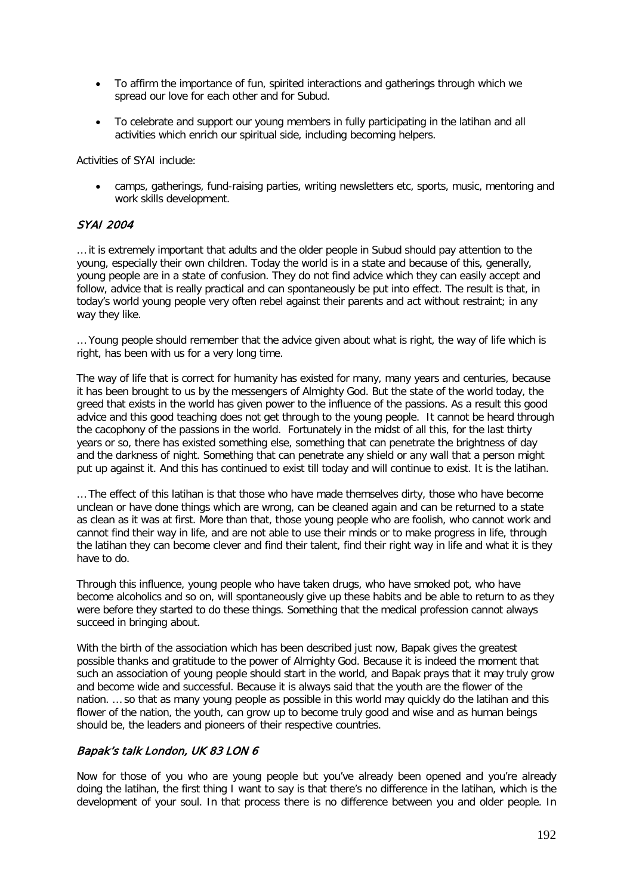- To affirm the importance of fun, spirited interactions and gatherings through which we spread our love for each other and for Subud.

- To celebrate and support our young members in fully participating in the latihan and all activities which enrich our spiritual side, including becoming helpers.

Activities of SYAI include:

- camps, gatherings, fund-raising parties, writing newsletters etc, sports, music, mentoring and work skills development.

### *SYAI 2004*

… it is extremely important that adults and the older people in Subud should pay attention to the young, especially their own children. Today the world is in a state and because of this, generally, young people are in a state of confusion. They do not find advice which they can easily accept and follow, advice that is really practical and can spontaneously be put into effect. The result is that, in today's world young people very often rebel against their parents and act without restraint; in any way they like.

… Young people should remember that the advice given about what is right, the way of life which is right, has been with us for a very long time.

The way of life that is correct for humanity has existed for many, many years and centuries, because it has been brought to us by the messengers of Almighty God. But the state of the world today, the greed that exists in the world has given power to the influence of the passions. As a result this good advice and this good teaching does not get through to the young people. It cannot be heard through the cacophony of the passions in the world. Fortunately in the midst of all this, for the last thirty years or so, there has existed something else, something that can penetrate the brightness of day and the darkness of night. Something that can penetrate any shield or any wall that a person might put up against it. And this has continued to exist till today and will continue to exist. It is the latihan.

… The effect of this latihan is that those who have made themselves dirty, those who have become unclean or have done things which are wrong, can be cleaned again and can be returned to a state as clean as it was at first. More than that, those young people who are foolish, who cannot work and cannot find their way in life, and are not able to use their minds or to make progress in life, through the latihan they can become clever and find their talent, find their right way in life and what it is they have to do.

Through this influence, young people who have taken drugs, who have smoked pot, who have become alcoholics and so on, will spontaneously give up these habits and be able to return to as they were before they started to do these things. Something that the medical profession cannot always succeed in bringing about.

With the birth of the association which has been described just now, Bapak gives the greatest possible thanks and gratitude to the power of Almighty God. Because it is indeed the moment that such an association of young people should start in the world, and Bapak prays that it may truly grow and become wide and successful. Because it is always said that the youth are the flower of the nation. … so that as many young people as possible in this world may quickly do the latihan and this flower of the nation, the youth, can grow up to become truly good and wise and as human beings should be, the leaders and pioneers of their respective countries.

### *Bapak's talk London, UK 83 LON 6*

Now for those of you who are young people but you've already been opened and you're already doing the latihan, the first thing I want to say is that there's no difference in the latihan, which is the development of your soul. In that process there is no difference between you and older people. In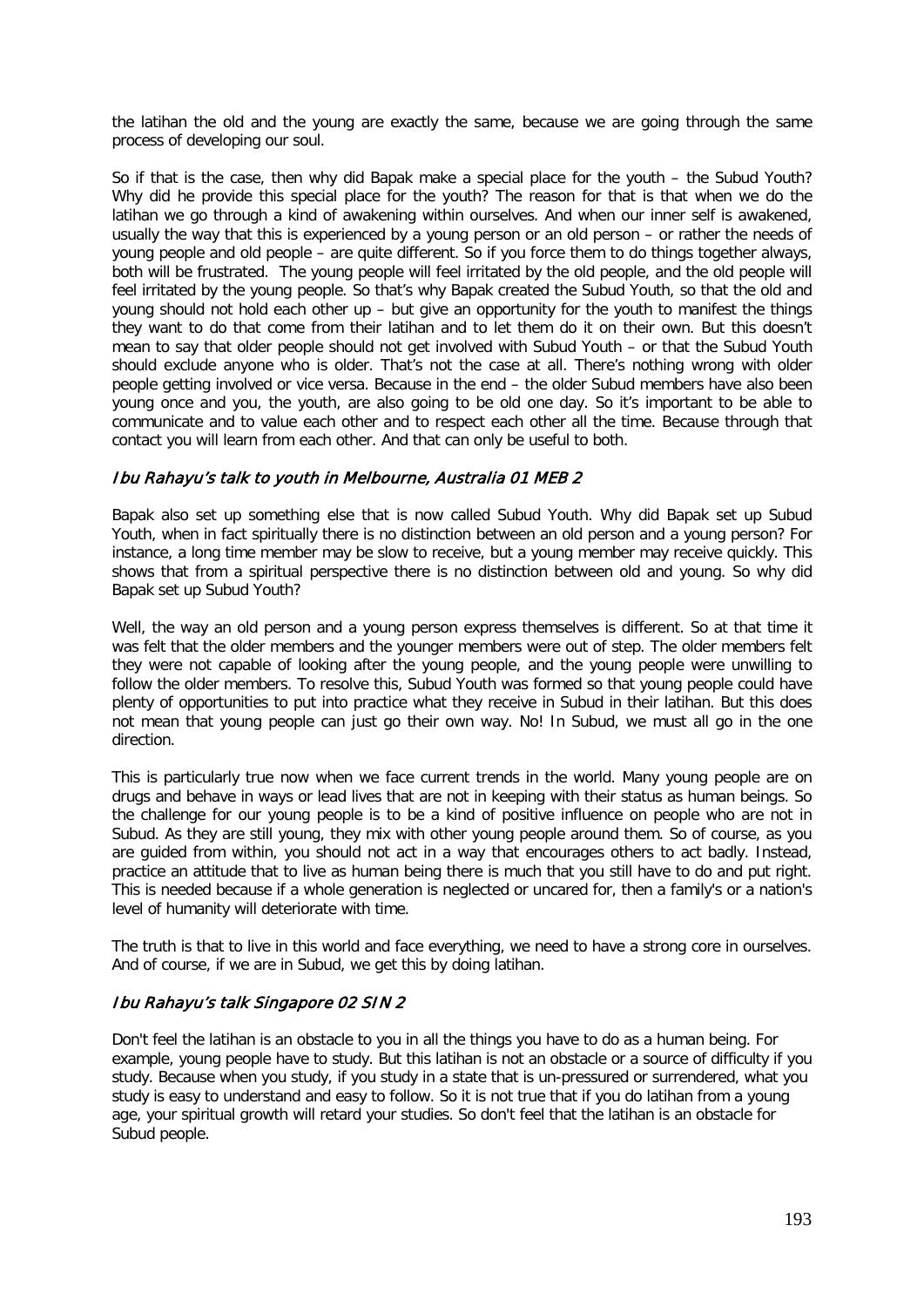the latihan the old and the young are exactly the same, because we are going through the same process of developing our soul.

So if that is the case, then why did Bapak make a special place for the youth – the Subud Youth? Why did he provide this special place for the youth? The reason for that is that when we do the latihan we go through a kind of awakening within ourselves. And when our inner self is awakened, usually the way that this is experienced by a young person or an old person – or rather the needs of young people and old people – are quite different. So if you force them to do things together always, both will be frustrated. The young people will feel irritated by the old people, and the old people will feel irritated by the young people. So that's why Bapak created the Subud Youth, so that the old and young should not hold each other up – but give an opportunity for the youth to manifest the things they want to do that come from their latihan and to let them do it on their own. But this doesn't mean to say that older people should not get involved with Subud Youth – or that the Subud Youth should exclude anyone who is older. That's not the case at all. There's nothing wrong with older people getting involved or vice versa. Because in the end – the older Subud members have also been young once and you, the youth, are also going to be old one day. So it's important to be able to communicate and to value each other and to respect each other all the time. Because through that contact you will learn from each other. And that can only be useful to both.

### *Ibu Rahayu's talk to youth in Melbourne, Australia 01 MEB 2*

Bapak also set up something else that is now called Subud Youth. Why did Bapak set up Subud Youth, when in fact spiritually there is no distinction between an old person and a young person? For instance, a long time member may be slow to receive, but a young member may receive quickly. This shows that from a spiritual perspective there is no distinction between old and young. So why did Bapak set up Subud Youth?

Well, the way an old person and a young person express themselves is different. So at that time it was felt that the older members and the younger members were out of step. The older members felt they were not capable of looking after the young people, and the young people were unwilling to follow the older members. To resolve this, Subud Youth was formed so that young people could have plenty of opportunities to put into practice what they receive in Subud in their latihan. But this does not mean that young people can just go their own way. No! In Subud, we must all go in the one direction.

This is particularly true now when we face current trends in the world. Many young people are on drugs and behave in ways or lead lives that are not in keeping with their status as human beings. So the challenge for our young people is to be a kind of positive influence on people who are not in Subud. As they are still young, they mix with other young people around them. So of course, as you are guided from within, you should not act in a way that encourages others to act badly. Instead, practice an attitude that to live as human being there is much that you still have to do and put right. This is needed because if a whole generation is neglected or uncared for, then a family's or a nation's level of humanity will deteriorate with time.

The truth is that to live in this world and face everything, we need to have a strong core in ourselves. And of course, if we are in Subud, we get this by doing latihan.

### *Ibu Rahayu's talk Singapore 02 SIN 2*

Don't feel the latihan is an obstacle to you in all the things you have to do as a human being. For example, young people have to study. But this latihan is not an obstacle or a source of difficulty if you study. Because when you study, if you study in a state that is un-pressured or surrendered, what you study is easy to understand and easy to follow. So it is not true that if you do latihan from a young age, your spiritual growth will retard your studies. So don't feel that the latihan is an obstacle for Subud people.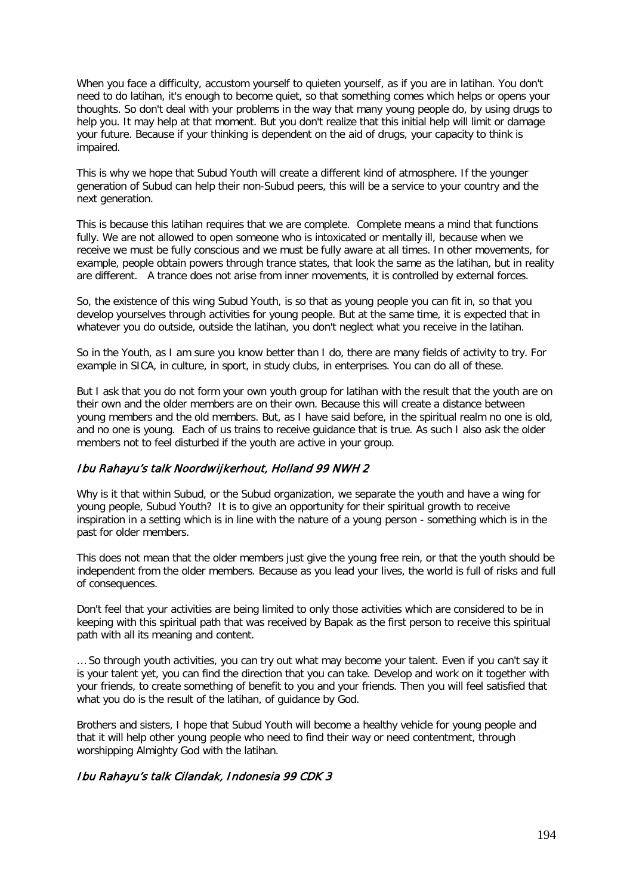When you face a difficulty, accustom yourself to quieten yourself, as if you are in latihan. You don't need to do latihan, it's enough to become quiet, so that something comes which helps or opens your thoughts. So don't deal with your problems in the way that many young people do, by using drugs to help you. It may help at that moment. But you don't realize that this initial help will limit or damage your future. Because if your thinking is dependent on the aid of drugs, your capacity to think is impaired.

This is why we hope that Subud Youth will create a different kind of atmosphere. If the younger generation of Subud can help their non-Subud peers, this will be a service to your country and the next generation.

This is because this latihan requires that we are complete. Complete means a mind that functions fully. We are not allowed to open someone who is intoxicated or mentally ill, because when we receive we must be fully conscious and we must be fully aware at all times. In other movements, for example, people obtain powers through trance states, that look the same as the latihan, but in reality are different. A trance does not arise from inner movements, it is controlled by external forces.

So, the existence of this wing Subud Youth, is so that as young people you can fit in, so that you develop yourselves through activities for young people. But at the same time, it is expected that in whatever you do outside, outside the latihan, you don't neglect what you receive in the latihan.

So in the Youth, as I am sure you know better than I do, there are many fields of activity to try. For example in SICA, in culture, in sport, in study clubs, in enterprises. You can do all of these.

But I ask that you do not form your own youth group for latihan with the result that the youth are on their own and the older members are on their own. Because this will create a distance between young members and the old members. But, as I have said before, in the spiritual realm no one is old, and no one is young. Each of us trains to receive guidance that is true. As such I also ask the older members not to feel disturbed if the youth are active in your group.

### *Ibu Rahayu's talk Noordwijkerhout, Holland 99 NWH 2*

Why is it that within Subud, or the Subud organization, we separate the youth and have a wing for young people, Subud Youth? It is to give an opportunity for their spiritual growth to receive inspiration in a setting which is in line with the nature of a young person - something which is in the past for older members.

This does not mean that the older members just give the young free rein, or that the youth should be independent from the older members. Because as you lead your lives, the world is full of risks and full of consequences.

Don't feel that your activities are being limited to only those activities which are considered to be in keeping with this spiritual path that was received by Bapak as the first person to receive this spiritual path with all its meaning and content.

… So through youth activities, you can try out what may become your talent. Even if you can't say it is your talent yet, you can find the direction that you can take. Develop and work on it together with your friends, to create something of benefit to you and your friends. Then you will feel satisfied that what you do is the result of the latihan, of guidance by God.

Brothers and sisters, I hope that Subud Youth will become a healthy vehicle for young people and that it will help other young people who need to find their way or need contentment, through worshipping Almighty God with the latihan.

### *Ibu Rahayu's talk Cilandak, Indonesia 99 CDK 3*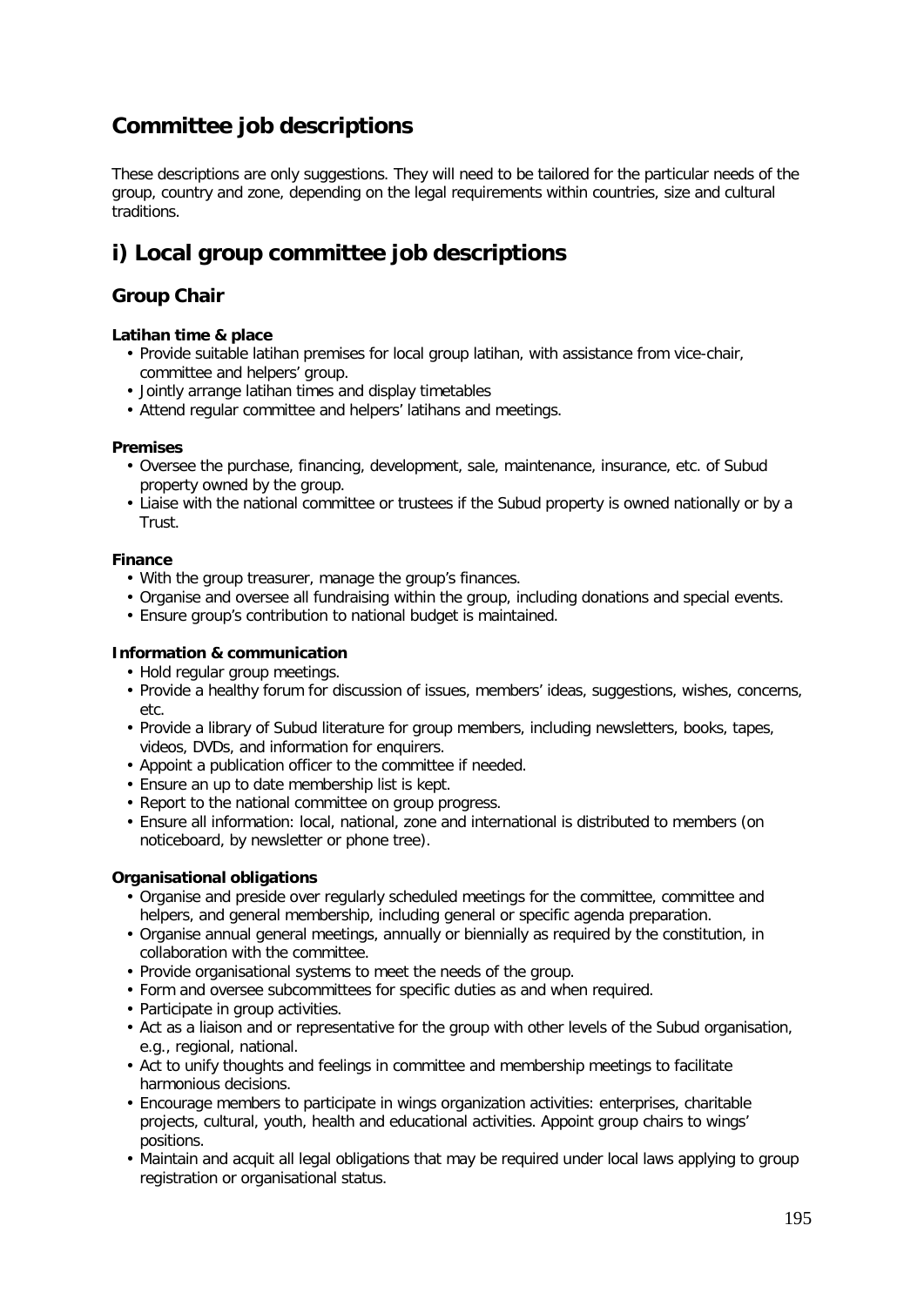# Committee job descriptions

These descriptions are only suggestions. They will need to be tailored for the particular needs of the group, country and zone, depending on the legal requirements within countries, size and cultural traditions.

# i) Local group committee job descriptions

## Group Chair

**Latihan time & place**

- Provide suitable latihan premises for local group latihan, with assistance from vice-chair, committee and helpers' group.
- Jointly arrange latihan times and display timetables
- Attend regular committee and helpers' latihans and meetings.

**Premises**

- Oversee the purchase, financing, development, sale, maintenance, insurance, etc. of Subud property owned by the group.
- Liaise with the national committee or trustees if the Subud property is owned nationally or by a Trust.

**Finance**

- With the group treasurer, manage the group's finances.
- Organise and oversee all fundraising within the group, including donations and special events.
- Ensure group's contribution to national budget is maintained.

**Information & communication**

- Hold regular group meetings.
- Provide a healthy forum for discussion of issues, members' ideas, suggestions, wishes, concerns, etc.
- Provide a library of Subud literature for group members, including newsletters, books, tapes, videos, DVDs, and information for enquirers.
- Appoint a publication officer to the committee if needed.
- Ensure an up to date membership list is kept.
- Report to the national committee on group progress.
- Ensure all information: local, national, zone and international is distributed to members (on noticeboard, by newsletter or phone tree).

**Organisational obligations**

- Organise and preside over regularly scheduled meetings for the committee, committee and helpers, and general membership, including general or specific agenda preparation.
- Organise annual general meetings, annually or biennially as required by the constitution, in collaboration with the committee.
- Provide organisational systems to meet the needs of the group.
- Form and oversee subcommittees for specific duties as and when required.
- Participate in group activities.
- Act as a liaison and or representative for the group with other levels of the Subud organisation, e.g., regional, national.
- Act to unify thoughts and feelings in committee and membership meetings to facilitate harmonious decisions.
- Encourage members to participate in wings organization activities: enterprises, charitable projects, cultural, youth, health and educational activities. Appoint group chairs to wings' positions.
- Maintain and acquit all legal obligations that may be required under local laws applying to group registration or organisational status.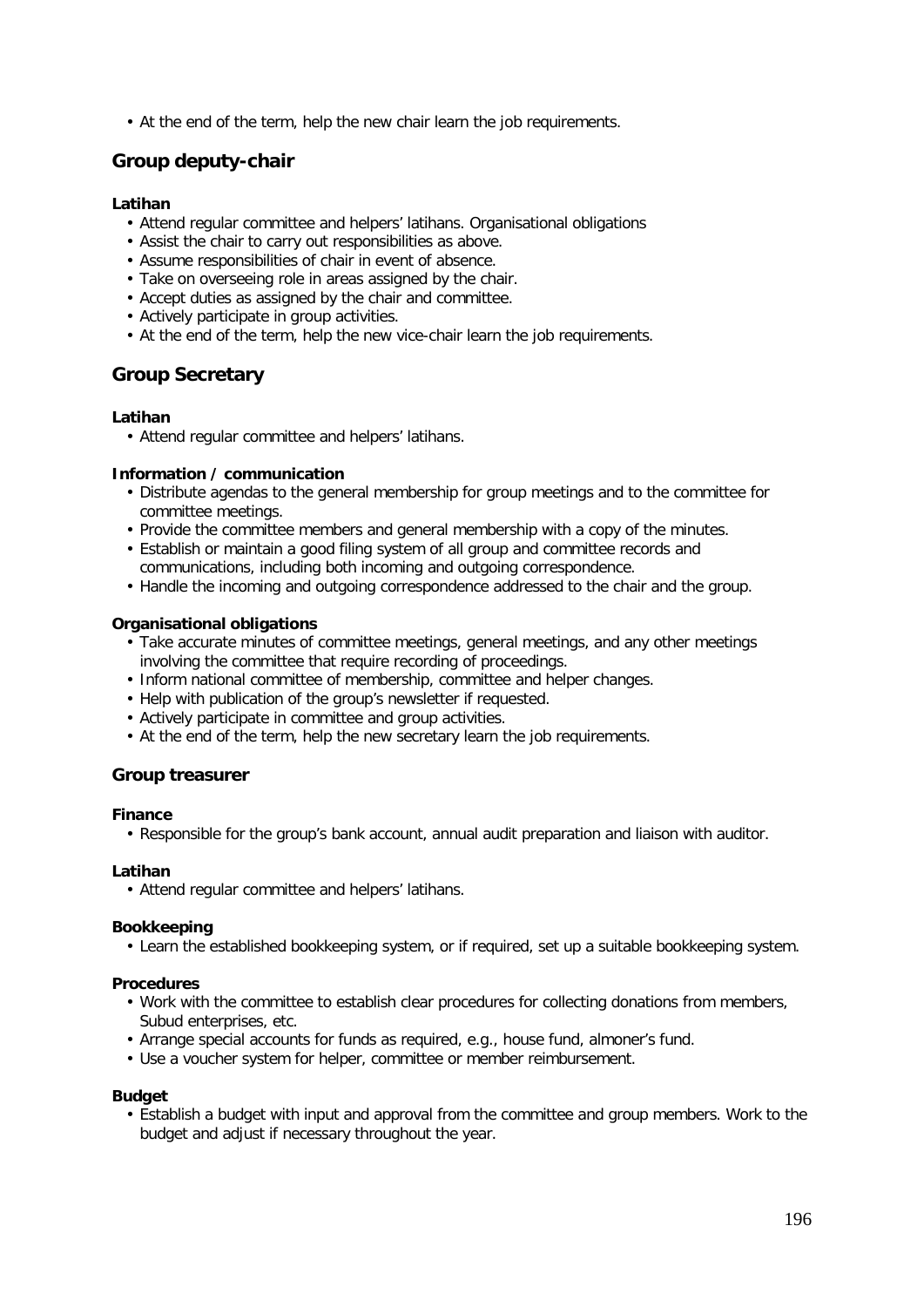- At the end of the term, help the new chair learn the job requirements.

## Group deputy-chair

**Latihan**

- Attend regular committee and helpers' latihans. Organisational obligations
- Assist the chair to carry out responsibilities as above.
- Assume responsibilities of chair in event of absence.
- Take on overseeing role in areas assigned by the chair.
- Accept duties as assigned by the chair and committee.
- Actively participate in group activities.
- At the end of the term, help the new vice-chair learn the job requirements.

## Group Secretary

**Latihan**

- Attend regular committee and helpers' latihans.

**Information / communication**

- Distribute agendas to the general membership for group meetings and to the committee for committee meetings.
- Provide the committee members and general membership with a copy of the minutes.
- Establish or maintain a good filing system of all group and committee records and communications, including both incoming and outgoing correspondence.
- Handle the incoming and outgoing correspondence addressed to the chair and the group.

**Organisational obligations**

- Take accurate minutes of committee meetings, general meetings, and any other meetings involving the committee that require recording of proceedings.
- Inform national committee of membership, committee and helper changes.
- Help with publication of the group's newsletter if requested.
- Actively participate in committee and group activities.
- At the end of the term, help the new secretary learn the job requirements.

### Group treasurer

**Finance**

- Responsible for the group's bank account, annual audit preparation and liaison with auditor.

**Latihan**

- Attend regular committee and helpers' latihans.

**Bookkeeping**

- Learn the established bookkeeping system, or if required, set up a suitable bookkeeping system.

**Procedures**

- Work with the committee to establish clear procedures for collecting donations from members, Subud enterprises, etc.
- Arrange special accounts for funds as required, e.g., house fund, almoner's fund.
- Use a voucher system for helper, committee or member reimbursement.

**Budget**

- Establish a budget with input and approval from the committee and group members. Work to the budget and adjust if necessary throughout the year.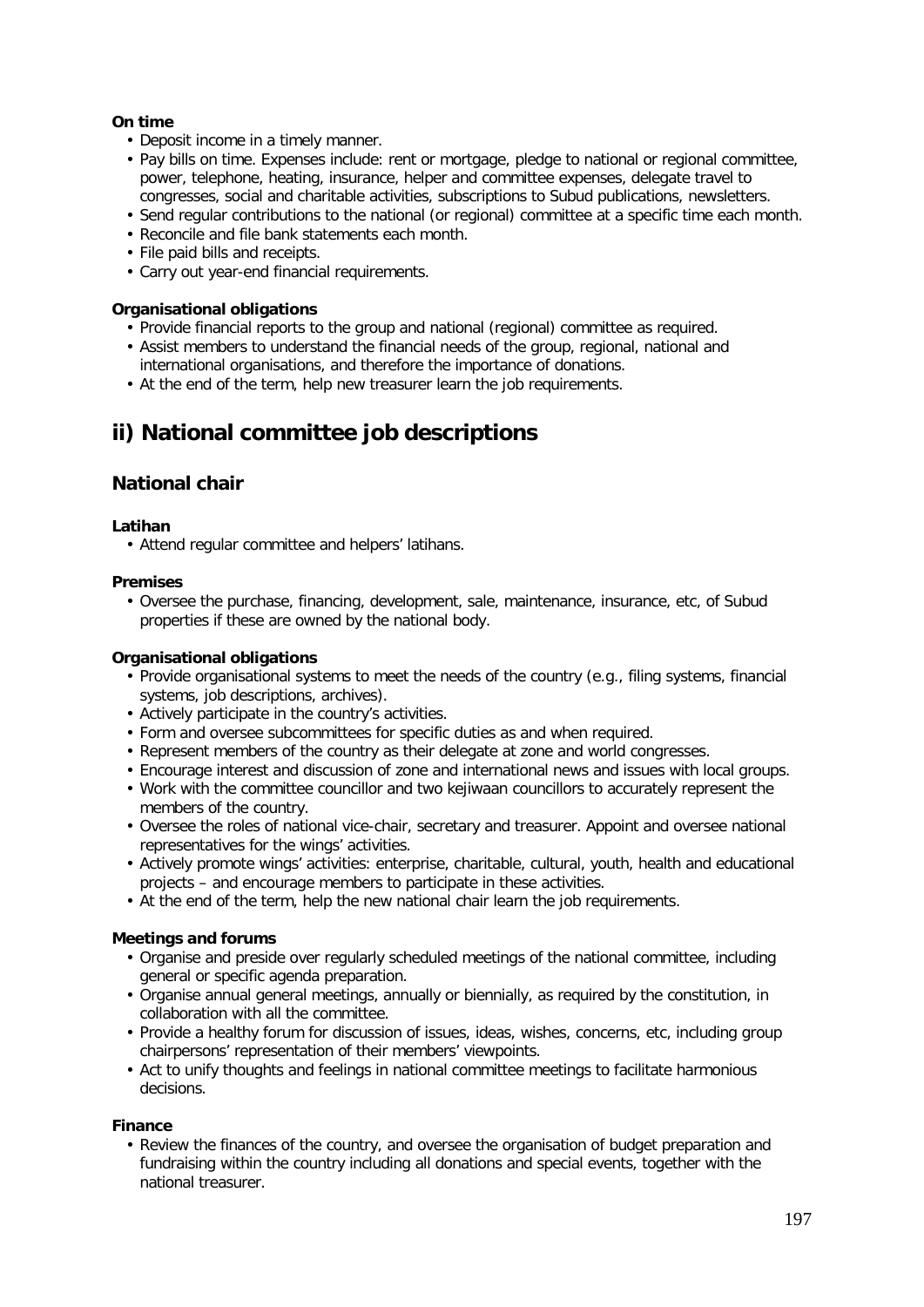**On time**

- Deposit income in a timely manner.
- Pay bills on time. Expenses include: rent or mortgage, pledge to national or regional committee, power, telephone, heating, insurance, helper and committee expenses, delegate travel to congresses, social and charitable activities, subscriptions to Subud publications, newsletters.
- Send regular contributions to the national (or regional) committee at a specific time each month.
- Reconcile and file bank statements each month.
- File paid bills and receipts.
- Carry out year-end financial requirements.

**Organisational obligations**

- Provide financial reports to the group and national (regional) committee as required.
- Assist members to understand the financial needs of the group, regional, national and international organisations, and therefore the importance of donations.
- At the end of the term, help new treasurer learn the job requirements.

## ii) National committee job descriptions

### National chair

**Latihan**

- Attend regular committee and helpers' latihans.

**Premises**

- Oversee the purchase, financing, development, sale, maintenance, insurance, etc, of Subud properties if these are owned by the national body.

**Organisational obligations**

- Provide organisational systems to meet the needs of the country (e.g., filing systems, financial systems, job descriptions, archives).
- Actively participate in the country's activities.
- Form and oversee subcommittees for specific duties as and when required.
- Represent members of the country as their delegate at zone and world congresses.
- Encourage interest and discussion of zone and international news and issues with local groups.
- Work with the committee councillor and two kejiwaan councillors to accurately represent the members of the country.
- Oversee the roles of national vice-chair, secretary and treasurer. Appoint and oversee national representatives for the wings' activities.
- Actively promote wings' activities: enterprise, charitable, cultural, youth, health and educational projects – and encourage members to participate in these activities.
- At the end of the term, help the new national chair learn the job requirements.

**Meetings and forums**

- Organise and preside over regularly scheduled meetings of the national committee, including general or specific agenda preparation.
- Organise annual general meetings, annually or biennially, as required by the constitution, in collaboration with all the committee.
- Provide a healthy forum for discussion of issues, ideas, wishes, concerns, etc, including group chairpersons' representation of their members' viewpoints.
- Act to unify thoughts and feelings in national committee meetings to facilitate harmonious decisions.

**Finance**

- Review the finances of the country, and oversee the organisation of budget preparation and fundraising within the country including all donations and special events, together with the national treasurer.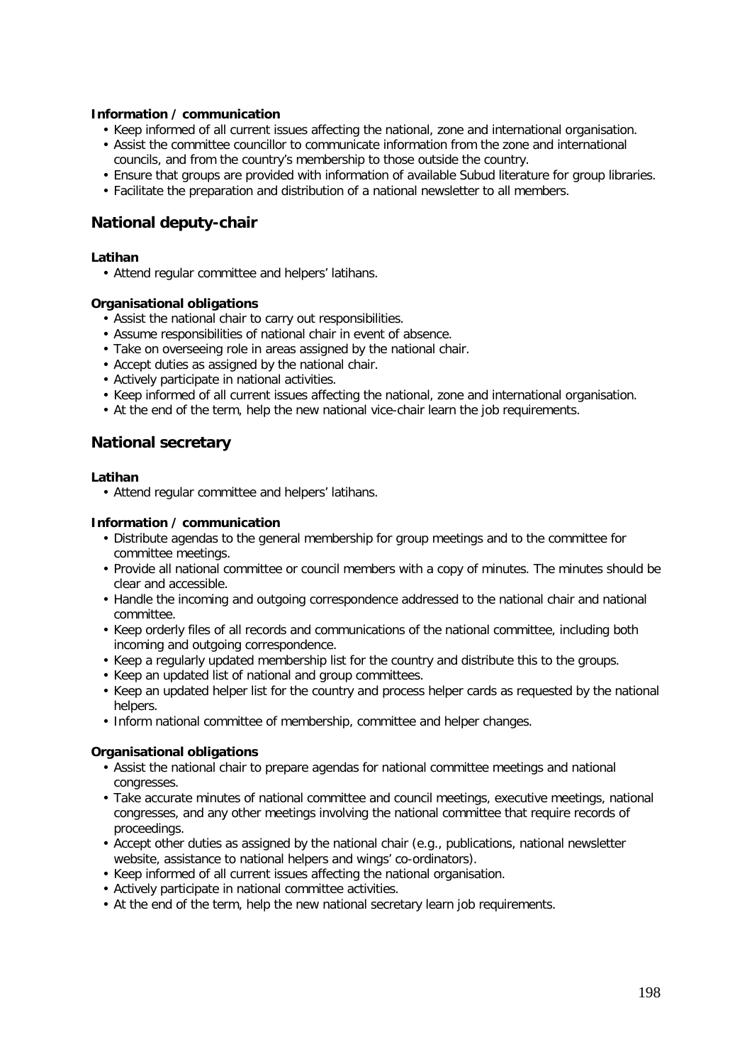**Information / communication**

- Keep informed of all current issues affecting the national, zone and international organisation.
- Assist the committee councillor to communicate information from the zone and international councils, and from the country's membership to those outside the country.
- Ensure that groups are provided with information of available Subud literature for group libraries.
- Facilitate the preparation and distribution of a national newsletter to all members.

## National deputy-chair

**Latihan**

- Attend regular committee and helpers' latihans.

**Organisational obligations**

- Assist the national chair to carry out responsibilities.
- Assume responsibilities of national chair in event of absence.
- Take on overseeing role in areas assigned by the national chair.
- Accept duties as assigned by the national chair.
- Actively participate in national activities.
- Keep informed of all current issues affecting the national, zone and international organisation.
- At the end of the term, help the new national vice-chair learn the job requirements.

## National secretary

**Latihan**

- Attend regular committee and helpers' latihans.

**Information / communication**

- Distribute agendas to the general membership for group meetings and to the committee for committee meetings.
- Provide all national committee or council members with a copy of minutes. The minutes should be clear and accessible.
- Handle the incoming and outgoing correspondence addressed to the national chair and national committee.
- Keep orderly files of all records and communications of the national committee, including both incoming and outgoing correspondence.
- Keep a regularly updated membership list for the country and distribute this to the groups.
- Keep an updated list of national and group committees.
- Keep an updated helper list for the country and process helper cards as requested by the national helpers.
- Inform national committee of membership, committee and helper changes.

**Organisational obligations**

- Assist the national chair to prepare agendas for national committee meetings and national congresses.
- Take accurate minutes of national committee and council meetings, executive meetings, national congresses, and any other meetings involving the national committee that require records of proceedings.
- Accept other duties as assigned by the national chair (e.g., publications, national newsletter website, assistance to national helpers and wings' co-ordinators).
- Keep informed of all current issues affecting the national organisation.
- Actively participate in national committee activities.
- At the end of the term, help the new national secretary learn job requirements.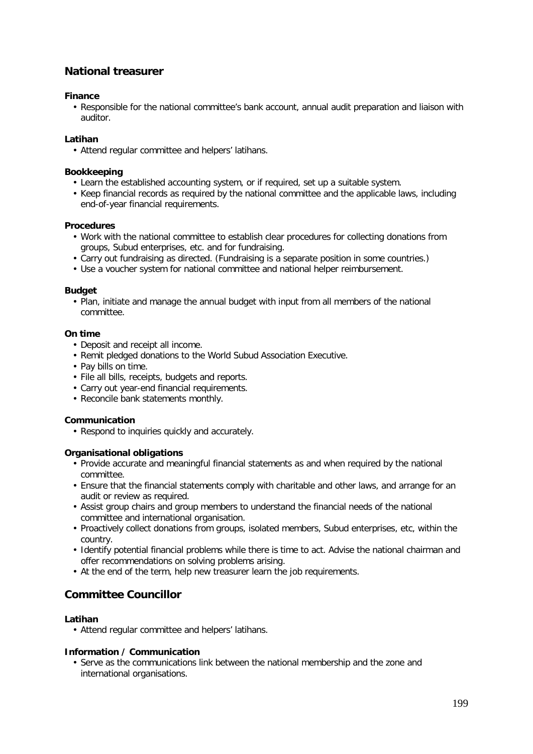## National treasurer

**Finance**

- Responsible for the national committee's bank account, annual audit preparation and liaison with auditor.

**Latihan**

- Attend regular committee and helpers' latihans.

**Bookkeeping**

- Learn the established accounting system, or if required, set up a suitable system.
- Keep financial records as required by the national committee and the applicable laws, including end-of-year financial requirements.

**Procedures**

- Work with the national committee to establish clear procedures for collecting donations from groups, Subud enterprises, etc. and for fundraising.
- Carry out fundraising as directed. (Fundraising is a separate position in some countries.)
- Use a voucher system for national committee and national helper reimbursement.

**Budget**

- Plan, initiate and manage the annual budget with input from all members of the national committee.

**On time**

- Deposit and receipt all income.
- Remit pledged donations to the World Subud Association Executive.
- Pay bills on time.
- File all bills, receipts, budgets and reports.
- Carry out year-end financial requirements.
- Reconcile bank statements monthly.

**Communication**

- Respond to inquiries quickly and accurately.

**Organisational obligations**

- Provide accurate and meaningful financial statements as and when required by the national committee.
- Ensure that the financial statements comply with charitable and other laws, and arrange for an audit or review as required.
- Assist group chairs and group members to understand the financial needs of the national committee and international organisation.
- Proactively collect donations from groups, isolated members, Subud enterprises, etc, within the country.
- Identify potential financial problems while there is time to act. Advise the national chairman and offer recommendations on solving problems arising.
- At the end of the term, help new treasurer learn the job requirements.

## Committee Councillor

**Latihan**

- Attend regular committee and helpers' latihans.

**Information / Communication**

- Serve as the communications link between the national membership and the zone and international organisations.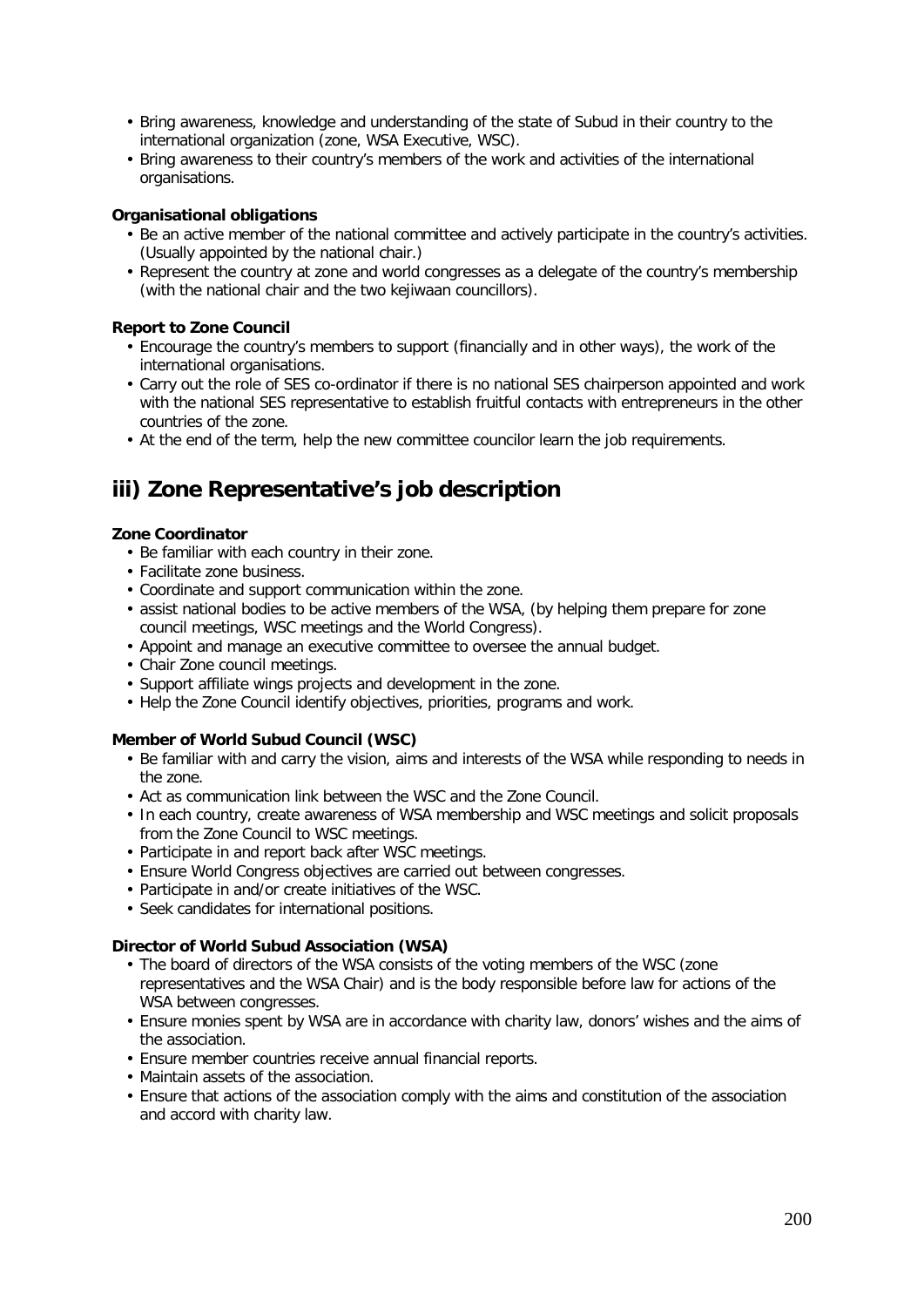- Bring awareness, knowledge and understanding of the state of Subud in their country to the international organization (zone, WSA Executive, WSC).
- Bring awareness to their country's members of the work and activities of the international organisations.

**Organisational obligations**

- Be an active member of the national committee and actively participate in the country's activities. (Usually appointed by the national chair.)
- Represent the country at zone and world congresses as a delegate of the country's membership (with the national chair and the two kejiwaan councillors).

**Report to Zone Council**

- Encourage the country's members to support (financially and in other ways), the work of the international organisations.
- Carry out the role of SES co-ordinator if there is no national SES chairperson appointed and work with the national SES representative to establish fruitful contacts with entrepreneurs in the other countries of the zone.
- At the end of the term, help the new committee councilor learn the job requirements.

## iii) Zone Representative's job description

**Zone Coordinator**

- Be familiar with each country in their zone.
- Facilitate zone business.
- Coordinate and support communication within the zone.
- assist national bodies to be active members of the WSA, (by helping them prepare for zone council meetings, WSC meetings and the World Congress).
- Appoint and manage an executive committee to oversee the annual budget.
- Chair Zone council meetings.
- Support affiliate wings projects and development in the zone.
- Help the Zone Council identify objectives, priorities, programs and work.

**Member of World Subud Council (WSC)**

- Be familiar with and carry the vision, aims and interests of the WSA while responding to needs in the zone.
- Act as communication link between the WSC and the Zone Council.
- In each country, create awareness of WSA membership and WSC meetings and solicit proposals from the Zone Council to WSC meetings.
- Participate in and report back after WSC meetings.
- Ensure World Congress objectives are carried out between congresses.
- Participate in and/or create initiatives of the WSC.
- Seek candidates for international positions.

**Director of World Subud Association (WSA)**

- The board of directors of the WSA consists of the voting members of the WSC (zone representatives and the WSA Chair) and is the body responsible before law for actions of the WSA between congresses.
- Ensure monies spent by WSA are in accordance with charity law, donors' wishes and the aims of the association.
- Ensure member countries receive annual financial reports.
- Maintain assets of the association.
- Ensure that actions of the association comply with the aims and constitution of the association and accord with charity law.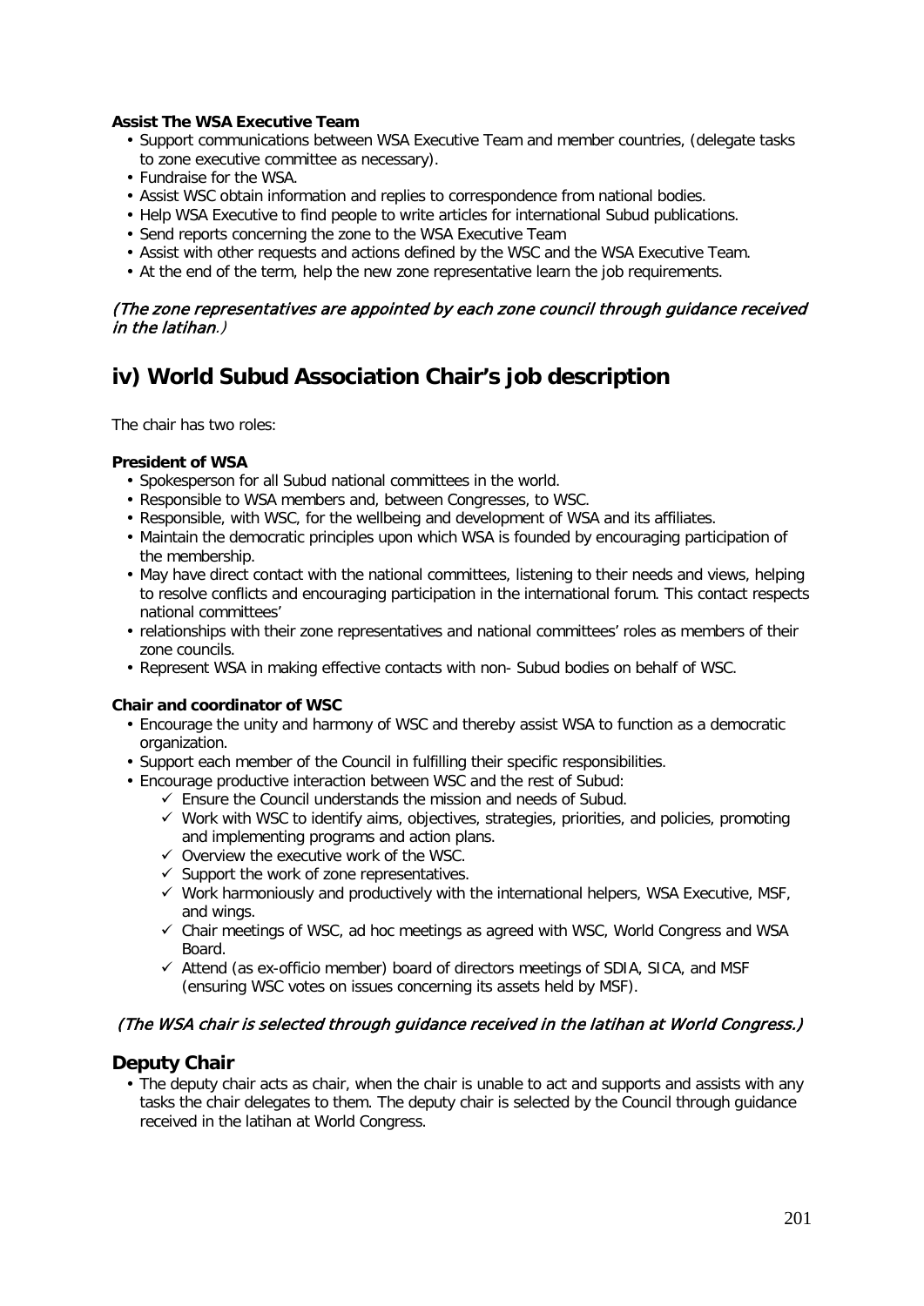**Assist The WSA Executive Team**

- Support communications between WSA Executive Team and member countries, (delegate tasks to zone executive committee as necessary).
- Fundraise for the WSA.
- Assist WSC obtain information and replies to correspondence from national bodies.
- Help WSA Executive to find people to write articles for international Subud publications.
- Send reports concerning the zone to the WSA Executive Team
- Assist with other requests and actions defined by the WSC and the WSA Executive Team.
- At the end of the term, help the new zone representative learn the job requirements.

*(The zone representatives are appointed by each zone council through guidance received in the latihan.)*

## iv) World Subud Association Chair's job description

The chair has two roles:

**President of WSA**

- Spokesperson for all Subud national committees in the world.
- Responsible to WSA members and, between Congresses, to WSC.
- Responsible, with WSC, for the wellbeing and development of WSA and its affiliates.
- Maintain the democratic principles upon which WSA is founded by encouraging participation of the membership.
- May have direct contact with the national committees, listening to their needs and views, helping to resolve conflicts and encouraging participation in the international forum. This contact respects national committees'
- relationships with their zone representatives and national committees' roles as members of their zone councils.
- Represent WSA in making effective contacts with non- Subud bodies on behalf of WSC.

**Chair and coordinator of WSC**

- Encourage the unity and harmony of WSC and thereby assist WSA to function as a democratic organization.
- Support each member of the Council in fulfilling their specific responsibilities.
- Encourage productive interaction between WSC and the rest of Subud:
  - ✓ Ensure the Council understands the mission and needs of Subud.
  - ✓ Work with WSC to identify aims, objectives, strategies, priorities, and policies, promoting and implementing programs and action plans.
  - ✓ Overview the executive work of the WSC.
  - ✓ Support the work of zone representatives.
  - ✓ Work harmoniously and productively with the international helpers, WSA Executive, MSF, and wings.
  - ✓ Chair meetings of WSC, ad hoc meetings as agreed with WSC, World Congress and WSA Board.
  - ✓ Attend (as ex-officio member) board of directors meetings of SDIA, SICA, and MSF (ensuring WSC votes on issues concerning its assets held by MSF).

*(The WSA chair is selected through guidance received in the latihan at World Congress.)*

### Deputy Chair

- The deputy chair acts as chair, when the chair is unable to act and supports and assists with any tasks the chair delegates to them. The deputy chair is selected by the Council through guidance received in the latihan at World Congress.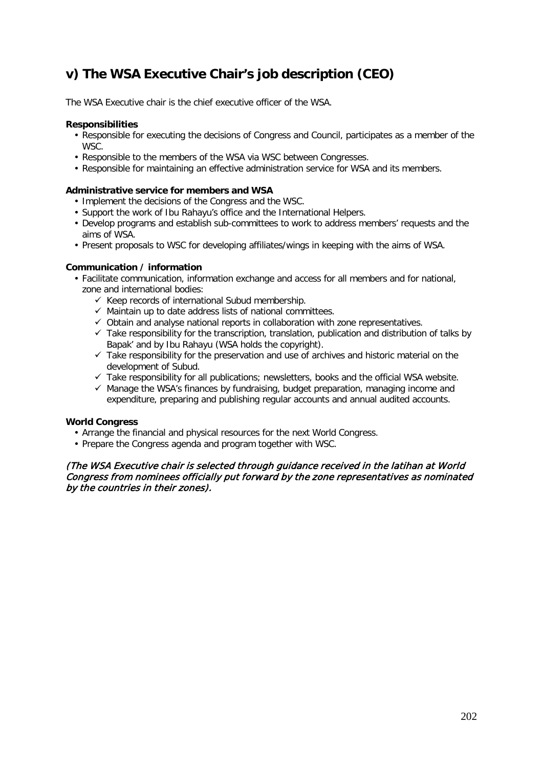## v) The WSA Executive Chair's job description (CEO)

The WSA Executive chair is the chief executive officer of the WSA.

**Responsibilities**

- Responsible for executing the decisions of Congress and Council, participates as a member of the WSC.
- Responsible to the members of the WSA via WSC between Congresses.
- Responsible for maintaining an effective administration service for WSA and its members.

**Administrative service for members and WSA**

- Implement the decisions of the Congress and the WSC.
- Support the work of Ibu Rahayu's office and the International Helpers.
- Develop programs and establish sub-committees to work to address members' requests and the aims of WSA.
- Present proposals to WSC for developing affiliates/wings in keeping with the aims of WSA.

**Communication / information**

- Facilitate communication, information exchange and access for all members and for national, zone and international bodies:
  - ✓ Keep records of international Subud membership.
  - ✓ Maintain up to date address lists of national committees.
  - ✓ Obtain and analyse national reports in collaboration with zone representatives.
  - ✓ Take responsibility for the transcription, translation, publication and distribution of talks by Bapak' and by Ibu Rahayu (WSA holds the copyright).
  - ✓ Take responsibility for the preservation and use of archives and historic material on the development of Subud.
  - ✓ Take responsibility for all publications; newsletters, books and the official WSA website.
  - ✓ Manage the WSA's finances by fundraising, budget preparation, managing income and expenditure, preparing and publishing regular accounts and annual audited accounts.

**World Congress**

- Arrange the financial and physical resources for the next World Congress.
- Prepare the Congress agenda and program together with WSC.

*(The WSA Executive chair is selected through guidance received in the latihan at World Congress from nominees officially put forward by the zone representatives as nominated by the countries in their zones).*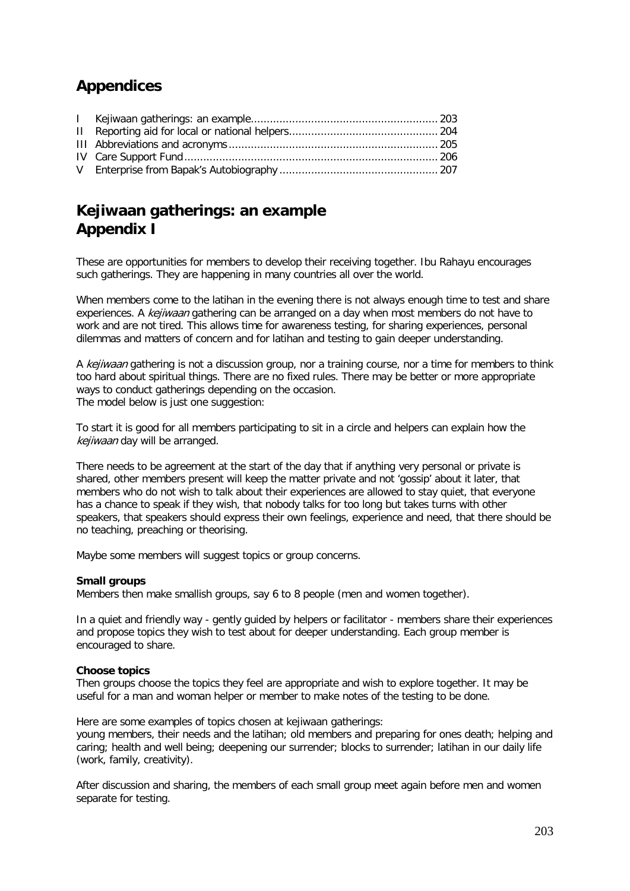# Appendices

I Kejiwaan gatherings: an example ........................................................... 203
II Reporting aid for local or national helpers ............................................... 204
III Abbreviations and acronyms .................................................................. 205
IV Care Support Fund ................................................................................ 206
V Enterprise from Bapak's Autobiography .................................................. 207

# Kejiwaan gatherings: an example
# Appendix I

These are opportunities for members to develop their receiving together. Ibu Rahayu encourages such gatherings. They are happening in many countries all over the world.

When members come to the latihan in the evening there is not always enough time to test and share experiences. A *kejiwaan* gathering can be arranged on a day when most members do not have to work and are not tired. This allows time for awareness testing, for sharing experiences, personal dilemmas and matters of concern and for latihan and testing to gain deeper understanding.

A *kejiwaan* gathering is not a discussion group, nor a training course, nor a time for members to think too hard about spiritual things. There are no fixed rules. There may be better or more appropriate ways to conduct gatherings depending on the occasion.
The model below is just one suggestion:

To start it is good for all members participating to sit in a circle and helpers can explain how the *kejiwaan* day will be arranged.

There needs to be agreement at the start of the day that if anything very personal or private is shared, other members present will keep the matter private and not 'gossip' about it later, that members who do not wish to talk about their experiences are allowed to stay quiet, that everyone has a chance to speak if they wish, that nobody talks for too long but takes turns with other speakers, that speakers should express their own feelings, experience and need, that there should be no teaching, preaching or theorising.

Maybe some members will suggest topics or group concerns.

**Small groups**
Members then make smallish groups, say 6 to 8 people (men and women together).

In a quiet and friendly way - gently guided by helpers or facilitator - members share their experiences and propose topics they wish to test about for deeper understanding. Each group member is encouraged to share.

**Choose topics**
Then groups choose the topics they feel are appropriate and wish to explore together. It may be useful for a man and woman helper or member to make notes of the testing to be done.

Here are some examples of topics chosen at kejiwaan gatherings:
young members, their needs and the latihan; old members and preparing for ones death; helping and caring; health and well being; deepening our surrender; blocks to surrender; latihan in our daily life (work, family, creativity).

After discussion and sharing, the members of each small group meet again before men and women separate for testing.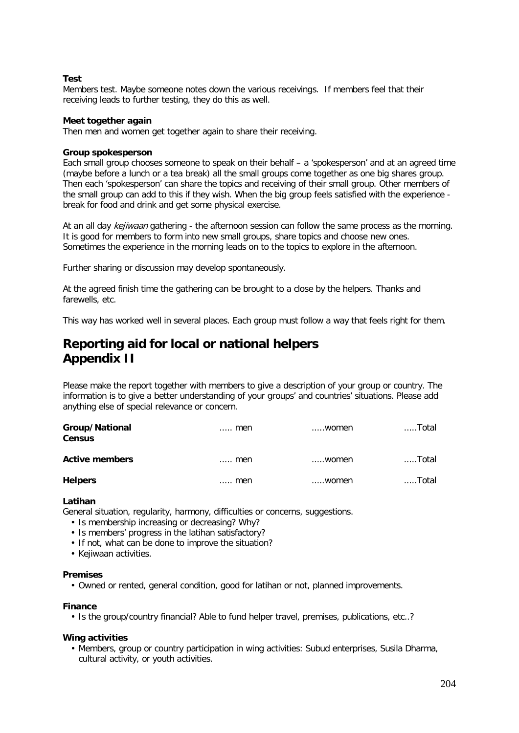**Test**

Members test. Maybe someone notes down the various receivings. If members feel that their receiving leads to further testing, they do this as well.

**Meet together again**

Then men and women get together again to share their receiving.

**Group spokesperson**

Each small group chooses someone to speak on their behalf – a 'spokesperson' and at an agreed time (maybe before a lunch or a tea break) all the small groups come together as one big shares group. Then each 'spokesperson' can share the topics and receiving of their small group. Other members of the small group can add to this if they wish. When the big group feels satisfied with the experience - break for food and drink and get some physical exercise.

At an all day *kejiwaan* gathering - the afternoon session can follow the same process as the morning. It is good for members to form into new small groups, share topics and choose new ones. Sometimes the experience in the morning leads on to the topics to explore in the afternoon.

Further sharing or discussion may develop spontaneously.

At the agreed finish time the gathering can be brought to a close by the helpers. Thanks and farewells, etc.

This way has worked well in several places. Each group must follow a way that feels right for them.

# Reporting aid for local or national helpers Appendix II

Please make the report together with members to give a description of your group or country. The information is to give a better understanding of your groups' and countries' situations. Please add anything else of special relevance or concern.

| | | | |
|---|---|---|---|
| **Group/National Census** | ..... men | .....women | .....Total |
| **Active members** | ..... men | .....women | .....Total |
| **Helpers** | ..... men | .....women | .....Total |

**Latihan**

General situation, regularity, harmony, difficulties or concerns, suggestions.

- Is membership increasing or decreasing? Why?
- Is members' progress in the latihan satisfactory?
- If not, what can be done to improve the situation?
- Kejiwaan activities.

**Premises**

- Owned or rented, general condition, good for latihan or not, planned improvements.

**Finance**

- Is the group/country financial? Able to fund helper travel, premises, publications, etc..?

**Wing activities**

- Members, group or country participation in wing activities: Subud enterprises, Susila Dharma, cultural activity, or youth activities.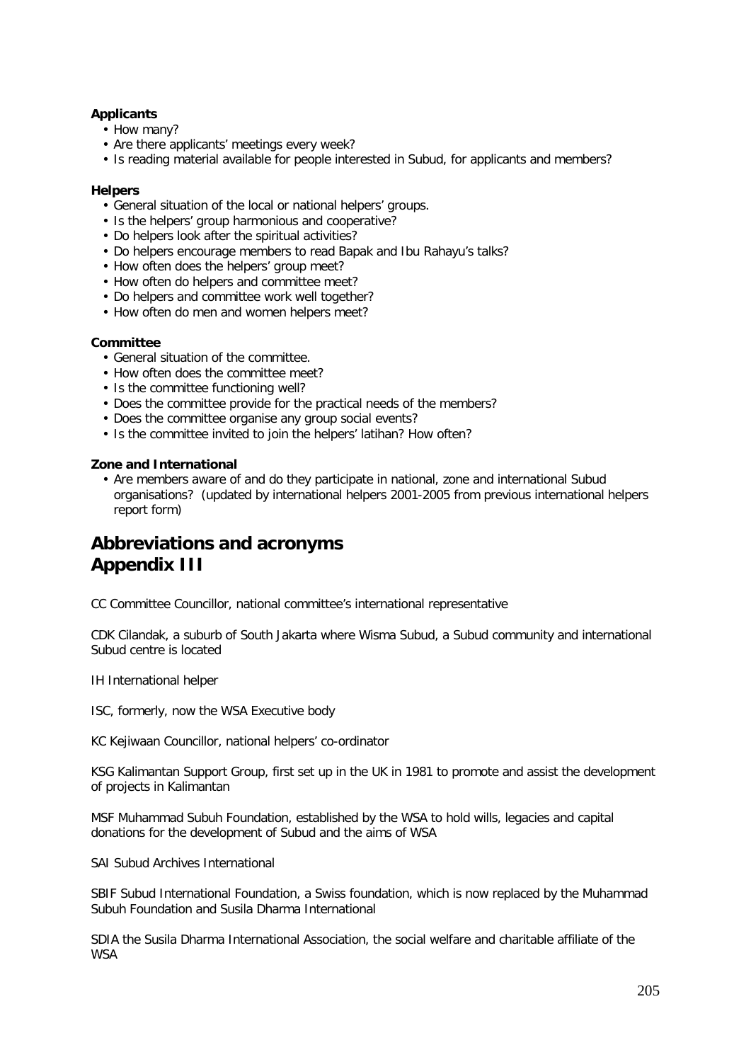**Applicants**

- How many?
- Are there applicants' meetings every week?
- Is reading material available for people interested in Subud, for applicants and members?

**Helpers**

- General situation of the local or national helpers' groups.
- Is the helpers' group harmonious and cooperative?
- Do helpers look after the spiritual activities?
- Do helpers encourage members to read Bapak and Ibu Rahayu's talks?
- How often does the helpers' group meet?
- How often do helpers and committee meet?
- Do helpers and committee work well together?
- How often do men and women helpers meet?

**Committee**

- General situation of the committee.
- How often does the committee meet?
- Is the committee functioning well?
- Does the committee provide for the practical needs of the members?
- Does the committee organise any group social events?
- Is the committee invited to join the helpers' latihan? How often?

**Zone and International**

- Are members aware of and do they participate in national, zone and international Subud organisations? (updated by international helpers 2001-2005 from previous international helpers report form)

# Abbreviations and acronyms
# Appendix III

CC Committee Councillor, national committee's international representative

CDK Cilandak, a suburb of South Jakarta where Wisma Subud, a Subud community and international Subud centre is located

IH International helper

ISC, formerly, now the WSA Executive body

KC Kejiwaan Councillor, national helpers' co-ordinator

KSG Kalimantan Support Group, first set up in the UK in 1981 to promote and assist the development of projects in Kalimantan

MSF Muhammad Subuh Foundation, established by the WSA to hold wills, legacies and capital donations for the development of Subud and the aims of WSA

SAI Subud Archives International

SBIF Subud International Foundation, a Swiss foundation, which is now replaced by the Muhammad Subuh Foundation and Susila Dharma International

SDIA the Susila Dharma International Association, the social welfare and charitable affiliate of the WSA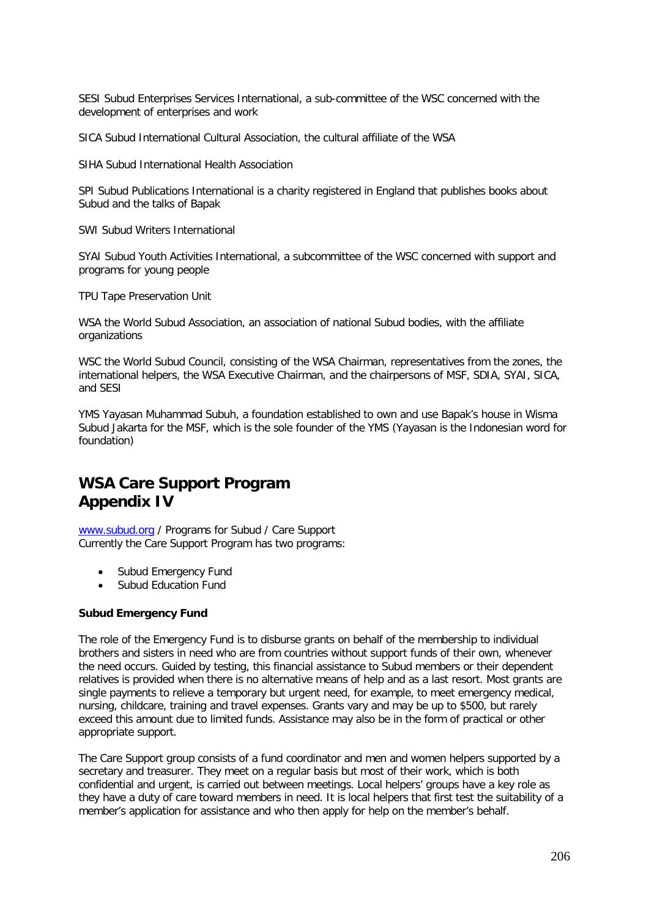SESI Subud Enterprises Services International, a sub-committee of the WSC concerned with the development of enterprises and work

SICA Subud International Cultural Association, the cultural affiliate of the WSA

SIHA Subud International Health Association

SPI Subud Publications International is a charity registered in England that publishes books about Subud and the talks of Bapak

SWI Subud Writers International

SYAI Subud Youth Activities International, a subcommittee of the WSC concerned with support and programs for young people

TPU Tape Preservation Unit

WSA the World Subud Association, an association of national Subud bodies, with the affiliate organizations

WSC the World Subud Council, consisting of the WSA Chairman, representatives from the zones, the international helpers, the WSA Executive Chairman, and the chairpersons of MSF, SDIA, SYAI, SICA, and SESI

YMS Yayasan Muhammad Subuh, a foundation established to own and use Bapak's house in Wisma Subud Jakarta for the MSF, which is the sole founder of the YMS (Yayasan is the Indonesian word for foundation)

## WSA Care Support Program
## Appendix IV

www.subud.org / Programs for Subud / Care Support
Currently the Care Support Program has two programs:

- Subud Emergency Fund
- Subud Education Fund

**Subud Emergency Fund**

The role of the Emergency Fund is to disburse grants on behalf of the membership to individual brothers and sisters in need who are from countries without support funds of their own, whenever the need occurs. Guided by testing, this financial assistance to Subud members or their dependent relatives is provided when there is no alternative means of help and as a last resort. Most grants are single payments to relieve a temporary but urgent need, for example, to meet emergency medical, nursing, childcare, training and travel expenses. Grants vary and may be up to $500, but rarely exceed this amount due to limited funds. Assistance may also be in the form of practical or other appropriate support.

The Care Support group consists of a fund coordinator and men and women helpers supported by a secretary and treasurer. They meet on a regular basis but most of their work, which is both confidential and urgent, is carried out between meetings. Local helpers' groups have a key role as they have a duty of care toward members in need. It is local helpers that first test the suitability of a member's application for assistance and who then apply for help on the member's behalf.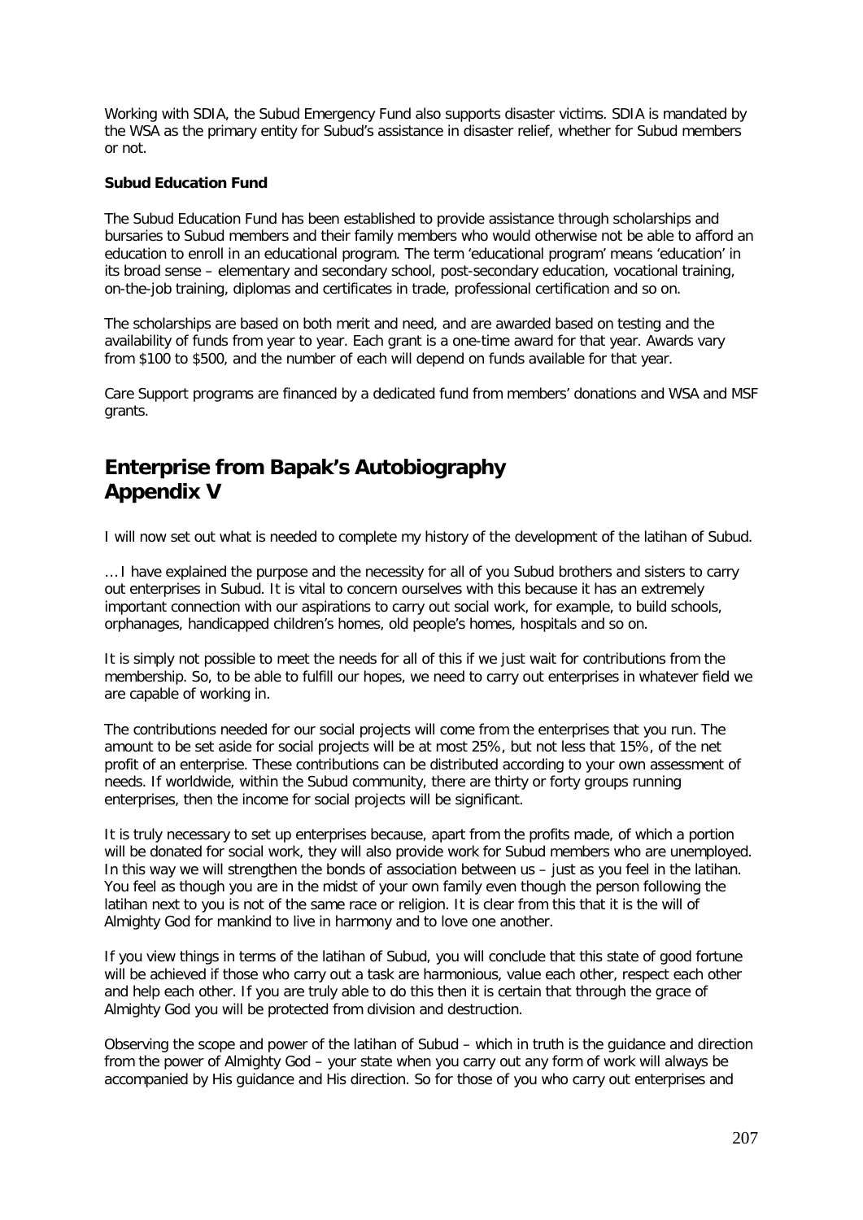Working with SDIA, the Subud Emergency Fund also supports disaster victims. SDIA is mandated by the WSA as the primary entity for Subud's assistance in disaster relief, whether for Subud members or not.

**Subud Education Fund**

The Subud Education Fund has been established to provide assistance through scholarships and bursaries to Subud members and their family members who would otherwise not be able to afford an education to enroll in an educational program. The term 'educational program' means 'education' in its broad sense – elementary and secondary school, post-secondary education, vocational training, on-the-job training, diplomas and certificates in trade, professional certification and so on.

The scholarships are based on both merit and need, and are awarded based on testing and the availability of funds from year to year. Each grant is a one-time award for that year. Awards vary from $100 to $500, and the number of each will depend on funds available for that year.

Care Support programs are financed by a dedicated fund from members' donations and WSA and MSF grants.

## Enterprise from Bapak's Autobiography Appendix V

I will now set out what is needed to complete my history of the development of the latihan of Subud.

... I have explained the purpose and the necessity for all of you Subud brothers and sisters to carry out enterprises in Subud. It is vital to concern ourselves with this because it has an extremely important connection with our aspirations to carry out social work, for example, to build schools, orphanages, handicapped children's homes, old people's homes, hospitals and so on.

It is simply not possible to meet the needs for all of this if we just wait for contributions from the membership. So, to be able to fulfill our hopes, we need to carry out enterprises in whatever field we are capable of working in.

The contributions needed for our social projects will come from the enterprises that you run. The amount to be set aside for social projects will be at most 25%, but not less that 15%, of the net profit of an enterprise. These contributions can be distributed according to your own assessment of needs. If worldwide, within the Subud community, there are thirty or forty groups running enterprises, then the income for social projects will be significant.

It is truly necessary to set up enterprises because, apart from the profits made, of which a portion will be donated for social work, they will also provide work for Subud members who are unemployed. In this way we will strengthen the bonds of association between us – just as you feel in the latihan. You feel as though you are in the midst of your own family even though the person following the latihan next to you is not of the same race or religion. It is clear from this that it is the will of Almighty God for mankind to live in harmony and to love one another.

If you view things in terms of the latihan of Subud, you will conclude that this state of good fortune will be achieved if those who carry out a task are harmonious, value each other, respect each other and help each other. If you are truly able to do this then it is certain that through the grace of Almighty God you will be protected from division and destruction.

Observing the scope and power of the latihan of Subud – which in truth is the guidance and direction from the power of Almighty God – your state when you carry out any form of work will always be accompanied by His guidance and His direction. So for those of you who carry out enterprises and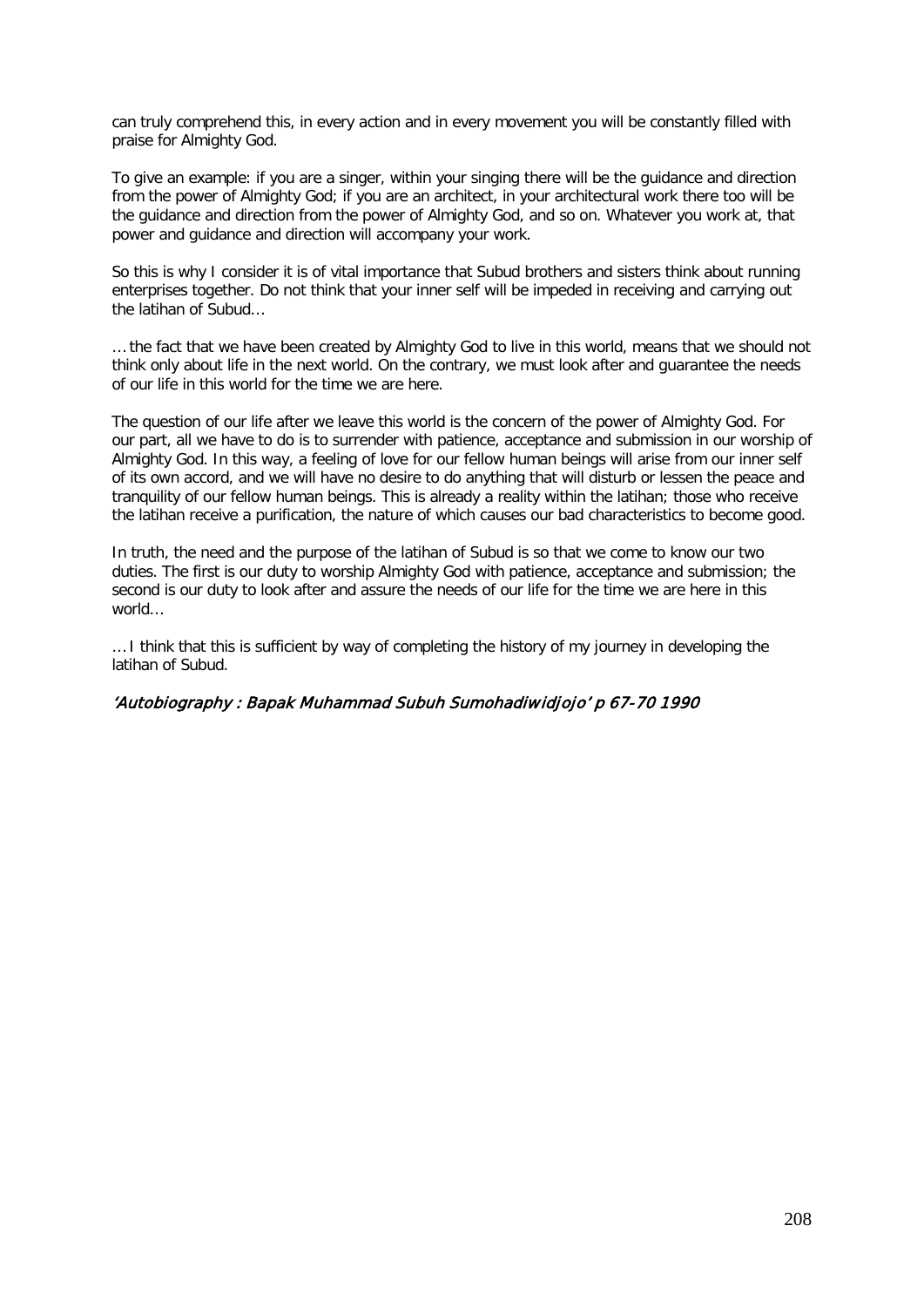can truly comprehend this, in every action and in every movement you will be constantly filled with praise for Almighty God.

To give an example: if you are a singer, within your singing there will be the guidance and direction from the power of Almighty God; if you are an architect, in your architectural work there too will be the guidance and direction from the power of Almighty God, and so on. Whatever you work at, that power and guidance and direction will accompany your work.

So this is why I consider it is of vital importance that Subud brothers and sisters think about running enterprises together. Do not think that your inner self will be impeded in receiving and carrying out the latihan of Subud…

… the fact that we have been created by Almighty God to live in this world, means that we should not think only about life in the next world. On the contrary, we must look after and guarantee the needs of our life in this world for the time we are here.

The question of our life after we leave this world is the concern of the power of Almighty God. For our part, all we have to do is to surrender with patience, acceptance and submission in our worship of Almighty God. In this way, a feeling of love for our fellow human beings will arise from our inner self of its own accord, and we will have no desire to do anything that will disturb or lessen the peace and tranquility of our fellow human beings. This is already a reality within the latihan; those who receive the latihan receive a purification, the nature of which causes our bad characteristics to become good.

In truth, the need and the purpose of the latihan of Subud is so that we come to know our two duties. The first is our duty to worship Almighty God with patience, acceptance and submission; the second is our duty to look after and assure the needs of our life for the time we are here in this world…

… I think that this is sufficient by way of completing the history of my journey in developing the latihan of Subud.

*'Autobiography : Bapak Muhammad Subuh Sumohadiwidjojo' p 67-70 1990*